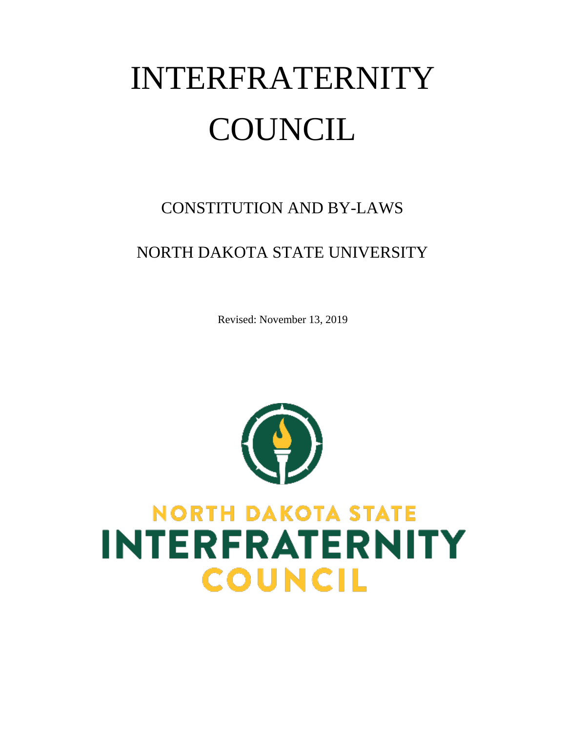# INTERFRATERNITY COUNCIL

## CONSTITUTION AND BY-LAWS

## NORTH DAKOTA STATE UNIVERSITY

Revised: November 13, 2019

NORTH DAKOTA STATE
INTERFRATERNITY
COUNCIL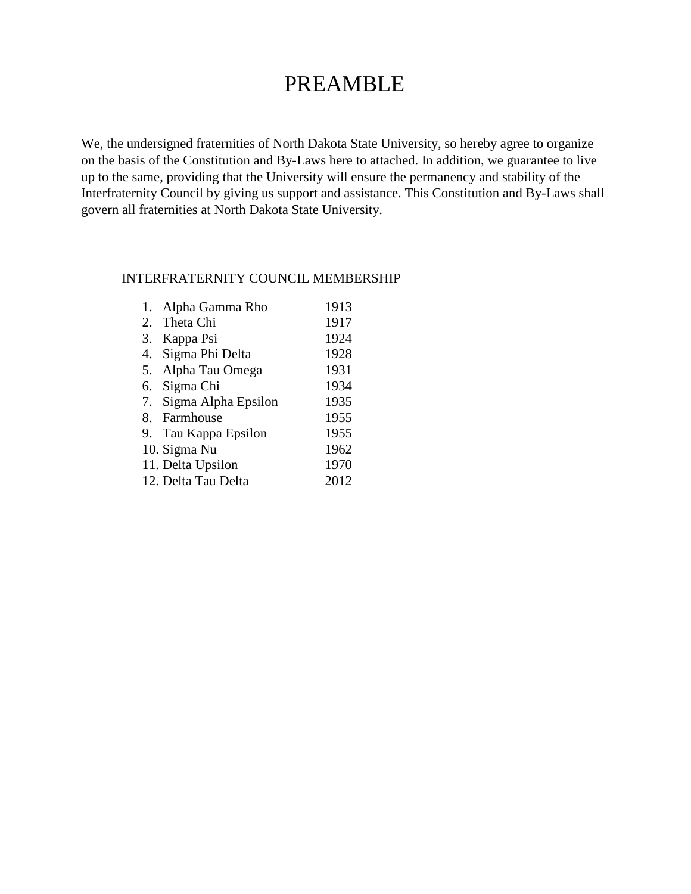# PREAMBLE

We, the undersigned fraternities of North Dakota State University, so hereby agree to organize on the basis of the Constitution and By-Laws here to attached. In addition, we guarantee to live up to the same, providing that the University will ensure the permanency and stability of the Interfraternity Council by giving us support and assistance. This Constitution and By-Laws shall govern all fraternities at North Dakota State University.

INTERFRATERNITY COUNCIL MEMBERSHIP

1. Alpha Gamma Rho 1913
2. Theta Chi 1917
3. Kappa Psi 1924
4. Sigma Phi Delta 1928
5. Alpha Tau Omega 1931
6. Sigma Chi 1934
7. Sigma Alpha Epsilon 1935
8. Farmhouse 1955
9. Tau Kappa Epsilon 1955
10. Sigma Nu 1962
11. Delta Upsilon 1970
12. Delta Tau Delta 2012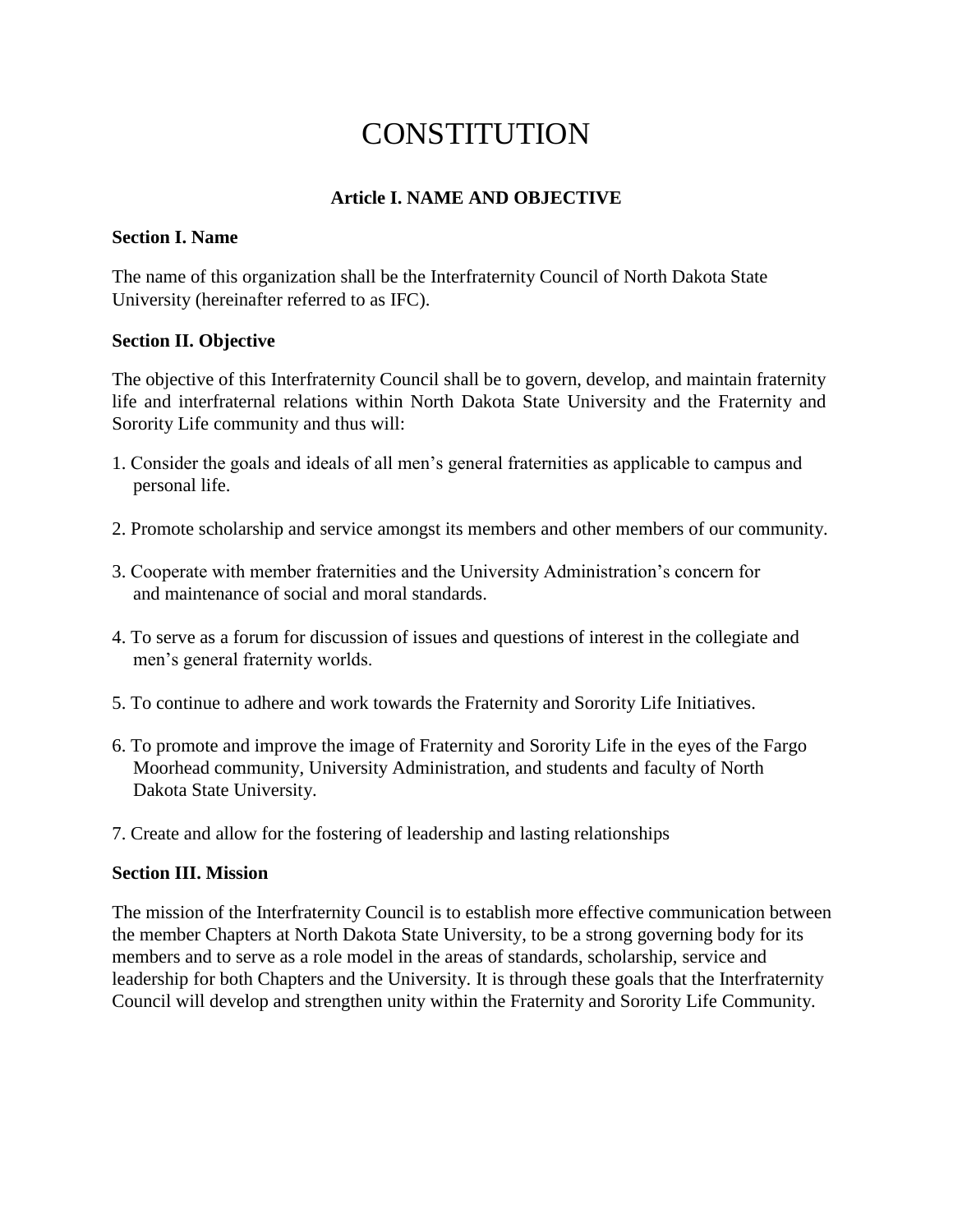# CONSTITUTION

## Article I. NAME AND OBJECTIVE

**Section I. Name**

The name of this organization shall be the Interfraternity Council of North Dakota State University (hereinafter referred to as IFC).

**Section II. Objective**

The objective of this Interfraternity Council shall be to govern, develop, and maintain fraternity life and interfraternal relations within North Dakota State University and the Fraternity and Sorority Life community and thus will:

1. Consider the goals and ideals of all men's general fraternities as applicable to campus and personal life.

2. Promote scholarship and service amongst its members and other members of our community.

3. Cooperate with member fraternities and the University Administration's concern for and maintenance of social and moral standards.

4. To serve as a forum for discussion of issues and questions of interest in the collegiate and men's general fraternity worlds.

5. To continue to adhere and work towards the Fraternity and Sorority Life Initiatives.

6. To promote and improve the image of Fraternity and Sorority Life in the eyes of the Fargo Moorhead community, University Administration, and students and faculty of North Dakota State University.

7. Create and allow for the fostering of leadership and lasting relationships

**Section III. Mission**

The mission of the Interfraternity Council is to establish more effective communication between the member Chapters at North Dakota State University, to be a strong governing body for its members and to serve as a role model in the areas of standards, scholarship, service and leadership for both Chapters and the University. It is through these goals that the Interfraternity Council will develop and strengthen unity within the Fraternity and Sorority Life Community.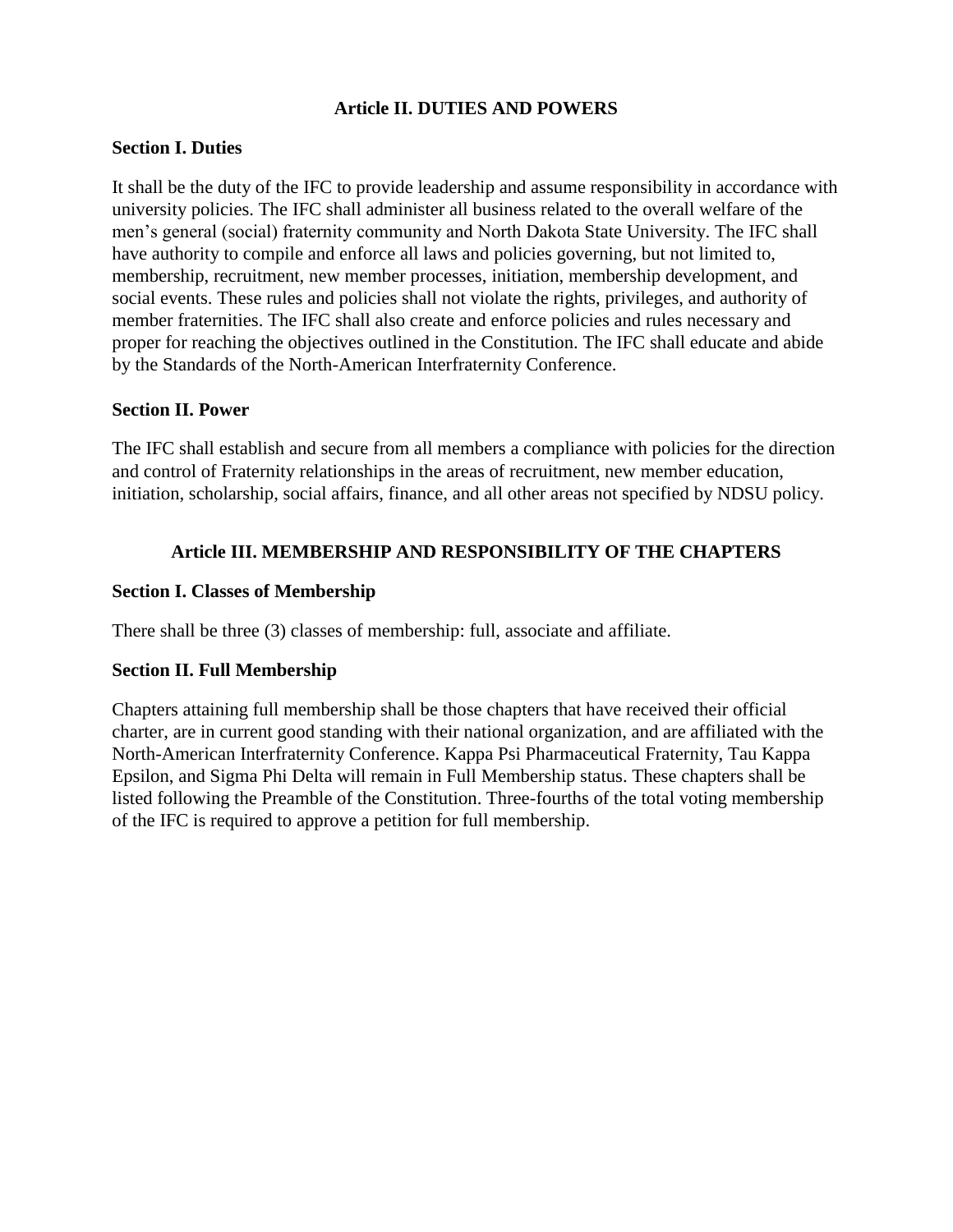## Article II. DUTIES AND POWERS

### Section I. Duties

It shall be the duty of the IFC to provide leadership and assume responsibility in accordance with university policies. The IFC shall administer all business related to the overall welfare of the men's general (social) fraternity community and North Dakota State University. The IFC shall have authority to compile and enforce all laws and policies governing, but not limited to, membership, recruitment, new member processes, initiation, membership development, and social events. These rules and policies shall not violate the rights, privileges, and authority of member fraternities. The IFC shall also create and enforce policies and rules necessary and proper for reaching the objectives outlined in the Constitution. The IFC shall educate and abide by the Standards of the North-American Interfraternity Conference.

### Section II. Power

The IFC shall establish and secure from all members a compliance with policies for the direction and control of Fraternity relationships in the areas of recruitment, new member education, initiation, scholarship, social affairs, finance, and all other areas not specified by NDSU policy.

## Article III. MEMBERSHIP AND RESPONSIBILITY OF THE CHAPTERS

### Section I. Classes of Membership

There shall be three (3) classes of membership: full, associate and affiliate.

### Section II. Full Membership

Chapters attaining full membership shall be those chapters that have received their official charter, are in current good standing with their national organization, and are affiliated with the North-American Interfraternity Conference. Kappa Psi Pharmaceutical Fraternity, Tau Kappa Epsilon, and Sigma Phi Delta will remain in Full Membership status. These chapters shall be listed following the Preamble of the Constitution. Three-fourths of the total voting membership of the IFC is required to approve a petition for full membership.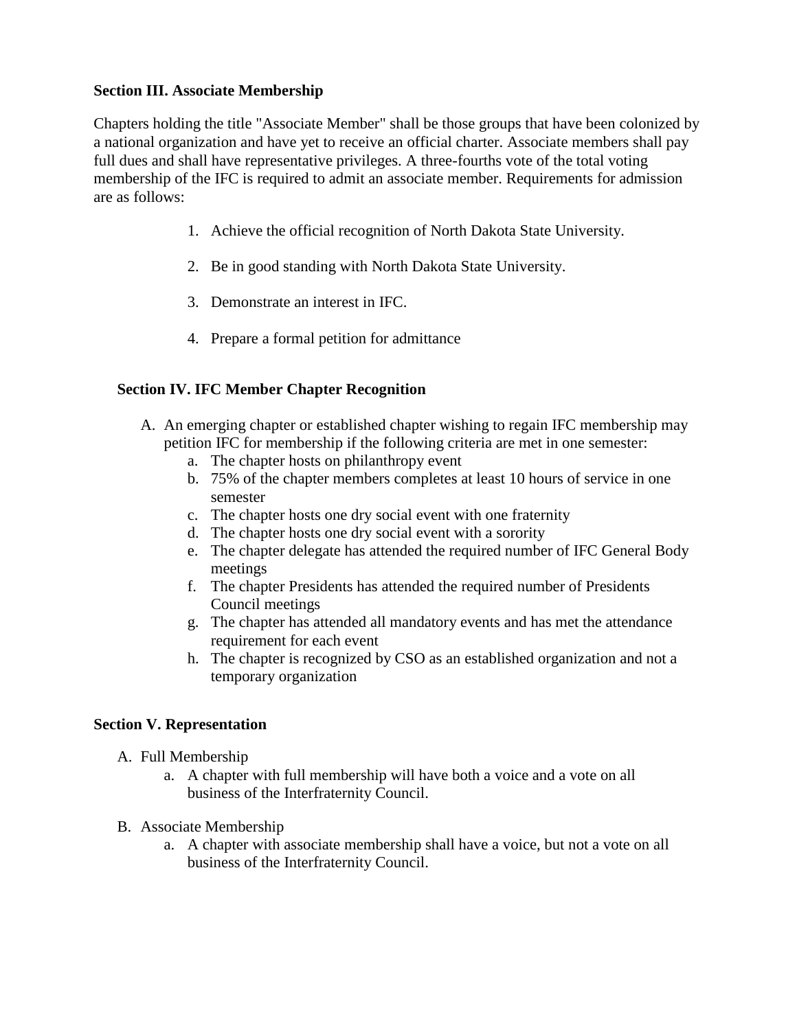**Section III. Associate Membership**

Chapters holding the title "Associate Member" shall be those groups that have been colonized by a national organization and have yet to receive an official charter. Associate members shall pay full dues and shall have representative privileges. A three-fourths vote of the total voting membership of the IFC is required to admit an associate member. Requirements for admission are as follows:

1. Achieve the official recognition of North Dakota State University.
2. Be in good standing with North Dakota State University.
3. Demonstrate an interest in IFC.
4. Prepare a formal petition for admittance

**Section IV. IFC Member Chapter Recognition**

A. An emerging chapter or established chapter wishing to regain IFC membership may petition IFC for membership if the following criteria are met in one semester:
    a. The chapter hosts on philanthropy event
    b. 75% of the chapter members completes at least 10 hours of service in one semester
    c. The chapter hosts one dry social event with one fraternity
    d. The chapter hosts one dry social event with a sorority
    e. The chapter delegate has attended the required number of IFC General Body meetings
    f. The chapter Presidents has attended the required number of Presidents Council meetings
    g. The chapter has attended all mandatory events and has met the attendance requirement for each event
    h. The chapter is recognized by CSO as an established organization and not a temporary organization

**Section V. Representation**

A. Full Membership
    a. A chapter with full membership will have both a voice and a vote on all business of the Interfraternity Council.

B. Associate Membership
    a. A chapter with associate membership shall have a voice, but not a vote on all business of the Interfraternity Council.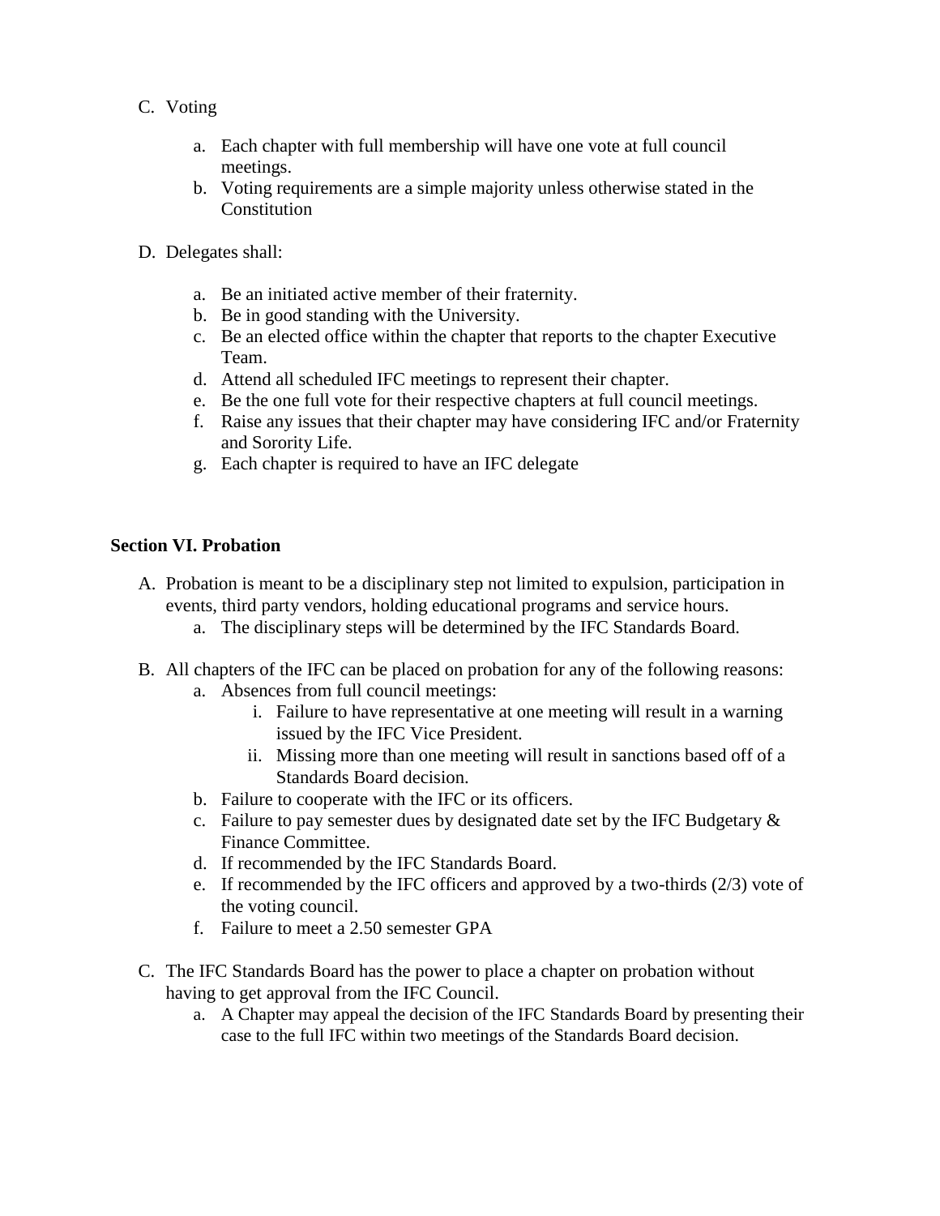C. Voting

   a. Each chapter with full membership will have one vote at full council meetings.
   b. Voting requirements are a simple majority unless otherwise stated in the Constitution

D. Delegates shall:

   a. Be an initiated active member of their fraternity.
   b. Be in good standing with the University.
   c. Be an elected office within the chapter that reports to the chapter Executive Team.
   d. Attend all scheduled IFC meetings to represent their chapter.
   e. Be the one full vote for their respective chapters at full council meetings.
   f. Raise any issues that their chapter may have considering IFC and/or Fraternity and Sorority Life.
   g. Each chapter is required to have an IFC delegate

**Section VI. Probation**

A. Probation is meant to be a disciplinary step not limited to expulsion, participation in events, third party vendors, holding educational programs and service hours.
   a. The disciplinary steps will be determined by the IFC Standards Board.

B. All chapters of the IFC can be placed on probation for any of the following reasons:
   a. Absences from full council meetings:
      i. Failure to have representative at one meeting will result in a warning issued by the IFC Vice President.
      ii. Missing more than one meeting will result in sanctions based off of a Standards Board decision.
   b. Failure to cooperate with the IFC or its officers.
   c. Failure to pay semester dues by designated date set by the IFC Budgetary & Finance Committee.
   d. If recommended by the IFC Standards Board.
   e. If recommended by the IFC officers and approved by a two-thirds (2/3) vote of the voting council.
   f. Failure to meet a 2.50 semester GPA

C. The IFC Standards Board has the power to place a chapter on probation without having to get approval from the IFC Council.
   a. A Chapter may appeal the decision of the IFC Standards Board by presenting their case to the full IFC within two meetings of the Standards Board decision.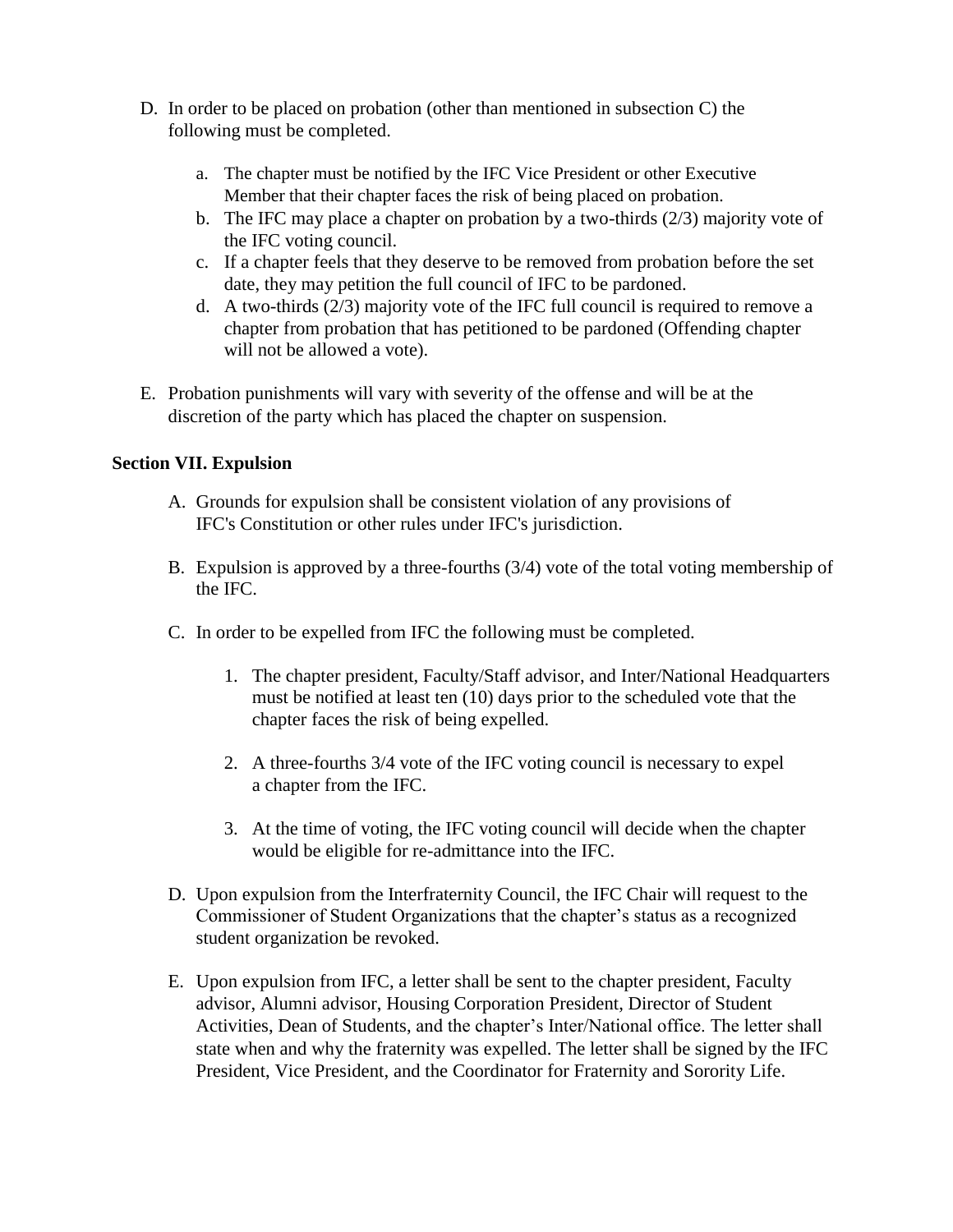D. In order to be placed on probation (other than mentioned in subsection C) the following must be completed.

   a. The chapter must be notified by the IFC Vice President or other Executive Member that their chapter faces the risk of being placed on probation.
   b. The IFC may place a chapter on probation by a two-thirds (2/3) majority vote of the IFC voting council.
   c. If a chapter feels that they deserve to be removed from probation before the set date, they may petition the full council of IFC to be pardoned.
   d. A two-thirds (2/3) majority vote of the IFC full council is required to remove a chapter from probation that has petitioned to be pardoned (Offending chapter will not be allowed a vote).

E. Probation punishments will vary with severity of the offense and will be at the discretion of the party which has placed the chapter on suspension.

**Section VII. Expulsion**

A. Grounds for expulsion shall be consistent violation of any provisions of IFC's Constitution or other rules under IFC's jurisdiction.

B. Expulsion is approved by a three-fourths (3/4) vote of the total voting membership of the IFC.

C. In order to be expelled from IFC the following must be completed.

   1. The chapter president, Faculty/Staff advisor, and Inter/National Headquarters must be notified at least ten (10) days prior to the scheduled vote that the chapter faces the risk of being expelled.

   2. A three-fourths 3/4 vote of the IFC voting council is necessary to expel a chapter from the IFC.

   3. At the time of voting, the IFC voting council will decide when the chapter would be eligible for re-admittance into the IFC.

D. Upon expulsion from the Interfraternity Council, the IFC Chair will request to the Commissioner of Student Organizations that the chapter's status as a recognized student organization be revoked.

E. Upon expulsion from IFC, a letter shall be sent to the chapter president, Faculty advisor, Alumni advisor, Housing Corporation President, Director of Student Activities, Dean of Students, and the chapter's Inter/National office. The letter shall state when and why the fraternity was expelled. The letter shall be signed by the IFC President, Vice President, and the Coordinator for Fraternity and Sorority Life.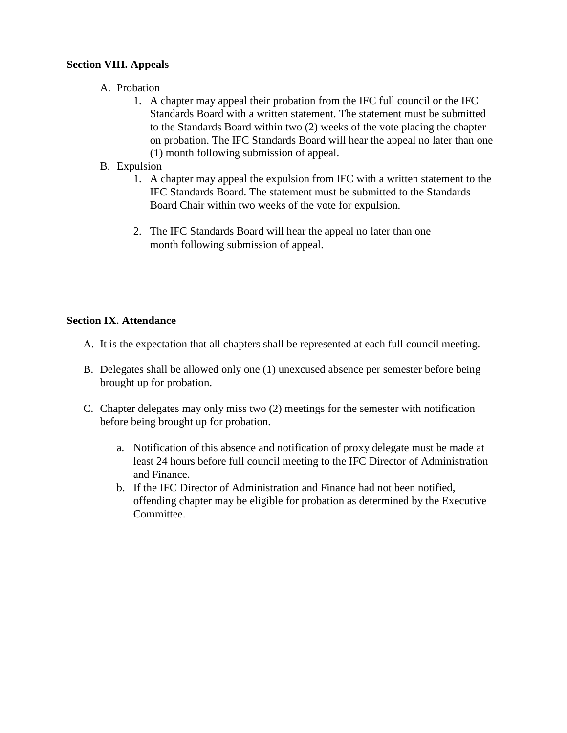**Section VIII. Appeals**

A. Probation
   1. A chapter may appeal their probation from the IFC full council or the IFC Standards Board with a written statement. The statement must be submitted to the Standards Board within two (2) weeks of the vote placing the chapter on probation. The IFC Standards Board will hear the appeal no later than one (1) month following submission of appeal.

B. Expulsion
   1. A chapter may appeal the expulsion from IFC with a written statement to the IFC Standards Board. The statement must be submitted to the Standards Board Chair within two weeks of the vote for expulsion.

   2. The IFC Standards Board will hear the appeal no later than one month following submission of appeal.

**Section IX. Attendance**

A. It is the expectation that all chapters shall be represented at each full council meeting.

B. Delegates shall be allowed only one (1) unexcused absence per semester before being brought up for probation.

C. Chapter delegates may only miss two (2) meetings for the semester with notification before being brought up for probation.

   a. Notification of this absence and notification of proxy delegate must be made at least 24 hours before full council meeting to the IFC Director of Administration and Finance.
   b. If the IFC Director of Administration and Finance had not been notified, offending chapter may be eligible for probation as determined by the Executive Committee.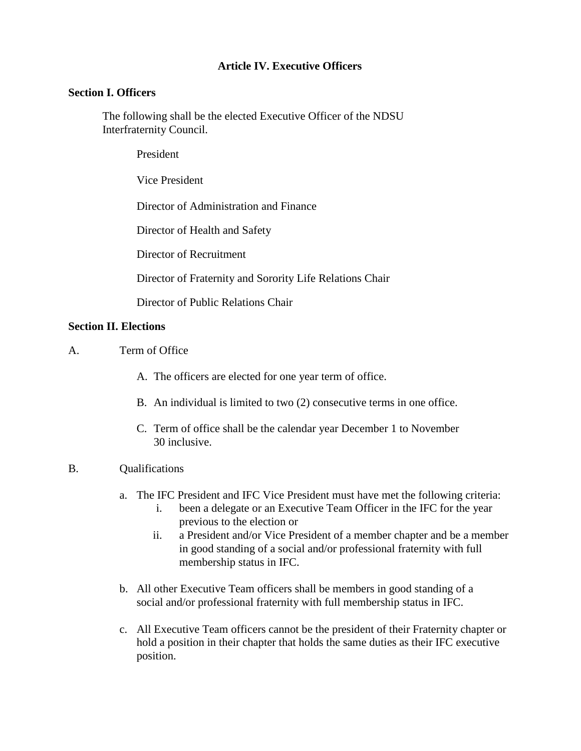## Article IV. Executive Officers

**Section I. Officers**

The following shall be the elected Executive Officer of the NDSU Interfraternity Council.

President

Vice President

Director of Administration and Finance

Director of Health and Safety

Director of Recruitment

Director of Fraternity and Sorority Life Relations Chair

Director of Public Relations Chair

**Section II. Elections**

A. Term of Office

A. The officers are elected for one year term of office.

B. An individual is limited to two (2) consecutive terms in one office.

C. Term of office shall be the calendar year December 1 to November 30 inclusive.

B. Qualifications

a. The IFC President and IFC Vice President must have met the following criteria:
   i. been a delegate or an Executive Team Officer in the IFC for the year previous to the election or
   ii. a President and/or Vice President of a member chapter and be a member in good standing of a social and/or professional fraternity with full membership status in IFC.

b. All other Executive Team officers shall be members in good standing of a social and/or professional fraternity with full membership status in IFC.

c. All Executive Team officers cannot be the president of their Fraternity chapter or hold a position in their chapter that holds the same duties as their IFC executive position.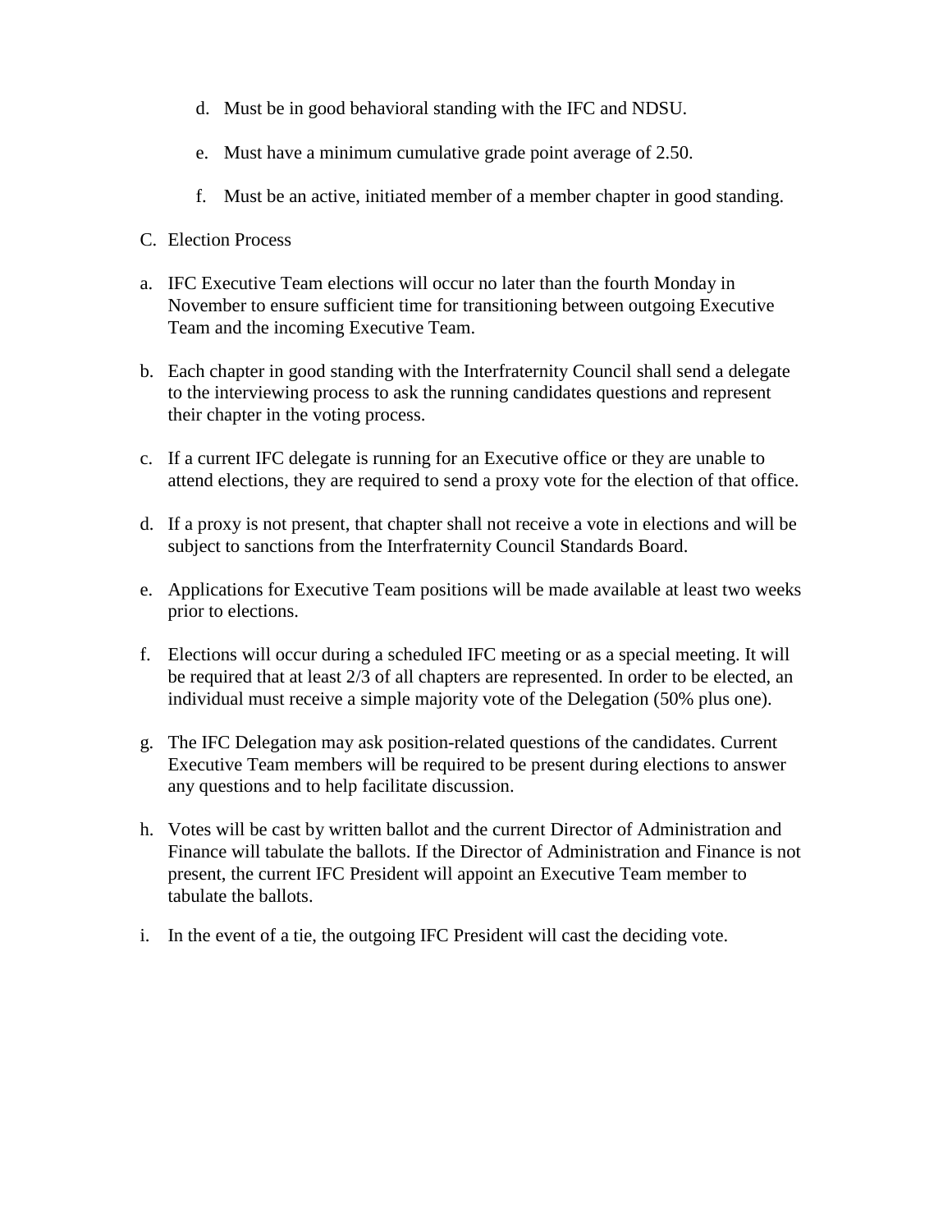d. Must be in good behavioral standing with the IFC and NDSU.

e. Must have a minimum cumulative grade point average of 2.50.

f. Must be an active, initiated member of a member chapter in good standing.

C. Election Process

a. IFC Executive Team elections will occur no later than the fourth Monday in November to ensure sufficient time for transitioning between outgoing Executive Team and the incoming Executive Team.

b. Each chapter in good standing with the Interfraternity Council shall send a delegate to the interviewing process to ask the running candidates questions and represent their chapter in the voting process.

c. If a current IFC delegate is running for an Executive office or they are unable to attend elections, they are required to send a proxy vote for the election of that office.

d. If a proxy is not present, that chapter shall not receive a vote in elections and will be subject to sanctions from the Interfraternity Council Standards Board.

e. Applications for Executive Team positions will be made available at least two weeks prior to elections.

f. Elections will occur during a scheduled IFC meeting or as a special meeting. It will be required that at least 2/3 of all chapters are represented. In order to be elected, an individual must receive a simple majority vote of the Delegation (50% plus one).

g. The IFC Delegation may ask position-related questions of the candidates. Current Executive Team members will be required to be present during elections to answer any questions and to help facilitate discussion.

h. Votes will be cast by written ballot and the current Director of Administration and Finance will tabulate the ballots. If the Director of Administration and Finance is not present, the current IFC President will appoint an Executive Team member to tabulate the ballots.

i. In the event of a tie, the outgoing IFC President will cast the deciding vote.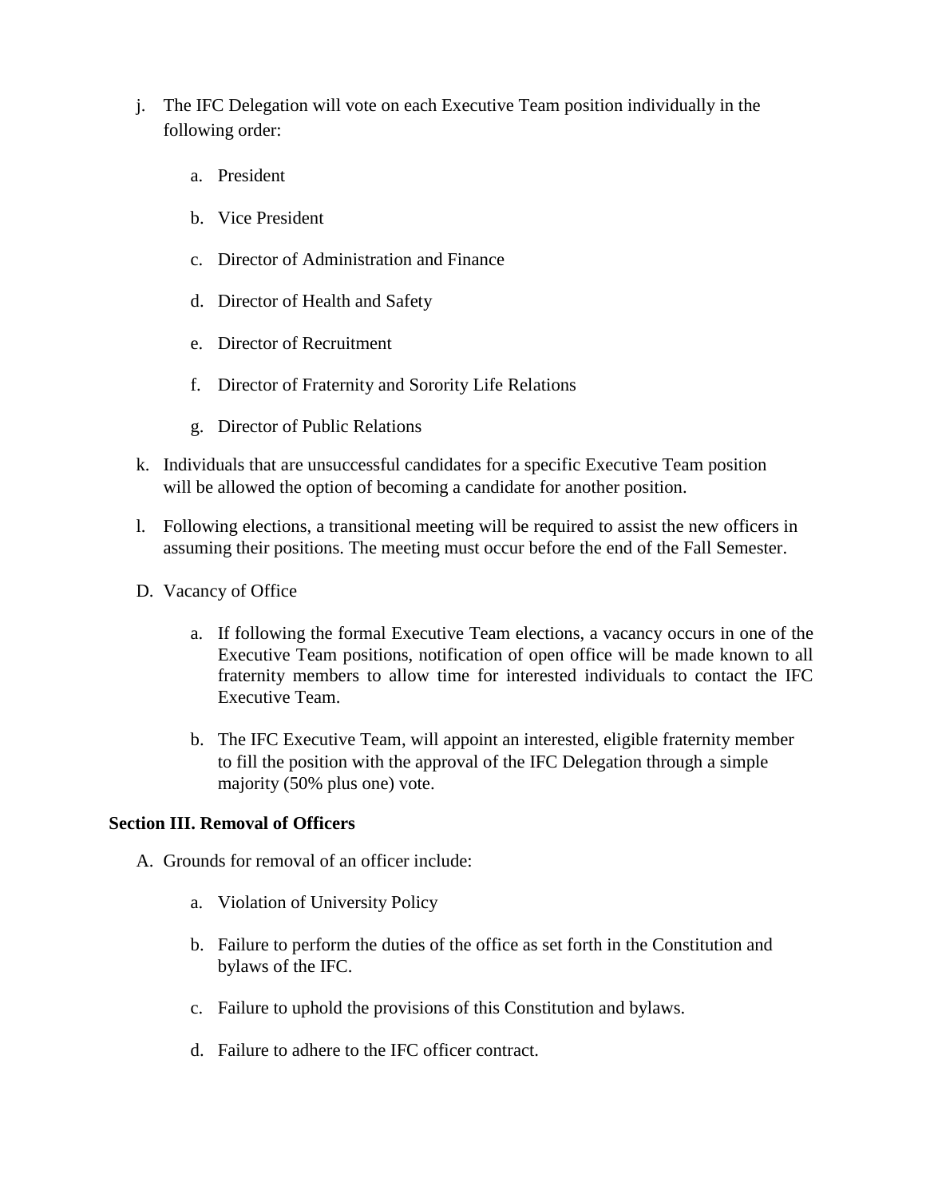j. The IFC Delegation will vote on each Executive Team position individually in the following order:

    a. President

    b. Vice President

    c. Director of Administration and Finance

    d. Director of Health and Safety

    e. Director of Recruitment

    f. Director of Fraternity and Sorority Life Relations

    g. Director of Public Relations

k. Individuals that are unsuccessful candidates for a specific Executive Team position will be allowed the option of becoming a candidate for another position.

l. Following elections, a transitional meeting will be required to assist the new officers in assuming their positions. The meeting must occur before the end of the Fall Semester.

D. Vacancy of Office

    a. If following the formal Executive Team elections, a vacancy occurs in one of the Executive Team positions, notification of open office will be made known to all fraternity members to allow time for interested individuals to contact the IFC Executive Team.

    b. The IFC Executive Team, will appoint an interested, eligible fraternity member to fill the position with the approval of the IFC Delegation through a simple majority (50% plus one) vote.

**Section III. Removal of Officers**

A. Grounds for removal of an officer include:

    a. Violation of University Policy

    b. Failure to perform the duties of the office as set forth in the Constitution and bylaws of the IFC.

    c. Failure to uphold the provisions of this Constitution and bylaws.

    d. Failure to adhere to the IFC officer contract.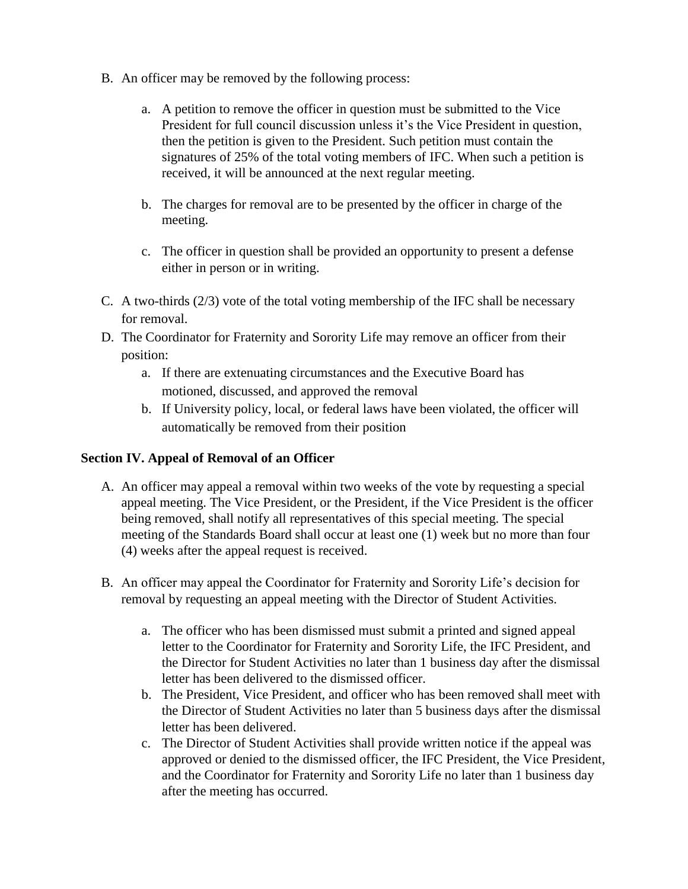B. An officer may be removed by the following process:

   a. A petition to remove the officer in question must be submitted to the Vice President for full council discussion unless it's the Vice President in question, then the petition is given to the President. Such petition must contain the signatures of 25% of the total voting members of IFC. When such a petition is received, it will be announced at the next regular meeting.

   b. The charges for removal are to be presented by the officer in charge of the meeting.

   c. The officer in question shall be provided an opportunity to present a defense either in person or in writing.

C. A two-thirds (2/3) vote of the total voting membership of the IFC shall be necessary for removal.

D. The Coordinator for Fraternity and Sorority Life may remove an officer from their position:
   a. If there are extenuating circumstances and the Executive Board has motioned, discussed, and approved the removal
   b. If University policy, local, or federal laws have been violated, the officer will automatically be removed from their position

**Section IV. Appeal of Removal of an Officer**

A. An officer may appeal a removal within two weeks of the vote by requesting a special appeal meeting. The Vice President, or the President, if the Vice President is the officer being removed, shall notify all representatives of this special meeting. The special meeting of the Standards Board shall occur at least one (1) week but no more than four (4) weeks after the appeal request is received.

B. An officer may appeal the Coordinator for Fraternity and Sorority Life's decision for removal by requesting an appeal meeting with the Director of Student Activities.

   a. The officer who has been dismissed must submit a printed and signed appeal letter to the Coordinator for Fraternity and Sorority Life, the IFC President, and the Director for Student Activities no later than 1 business day after the dismissal letter has been delivered to the dismissed officer.
   b. The President, Vice President, and officer who has been removed shall meet with the Director of Student Activities no later than 5 business days after the dismissal letter has been delivered.
   c. The Director of Student Activities shall provide written notice if the appeal was approved or denied to the dismissed officer, the IFC President, the Vice President, and the Coordinator for Fraternity and Sorority Life no later than 1 business day after the meeting has occurred.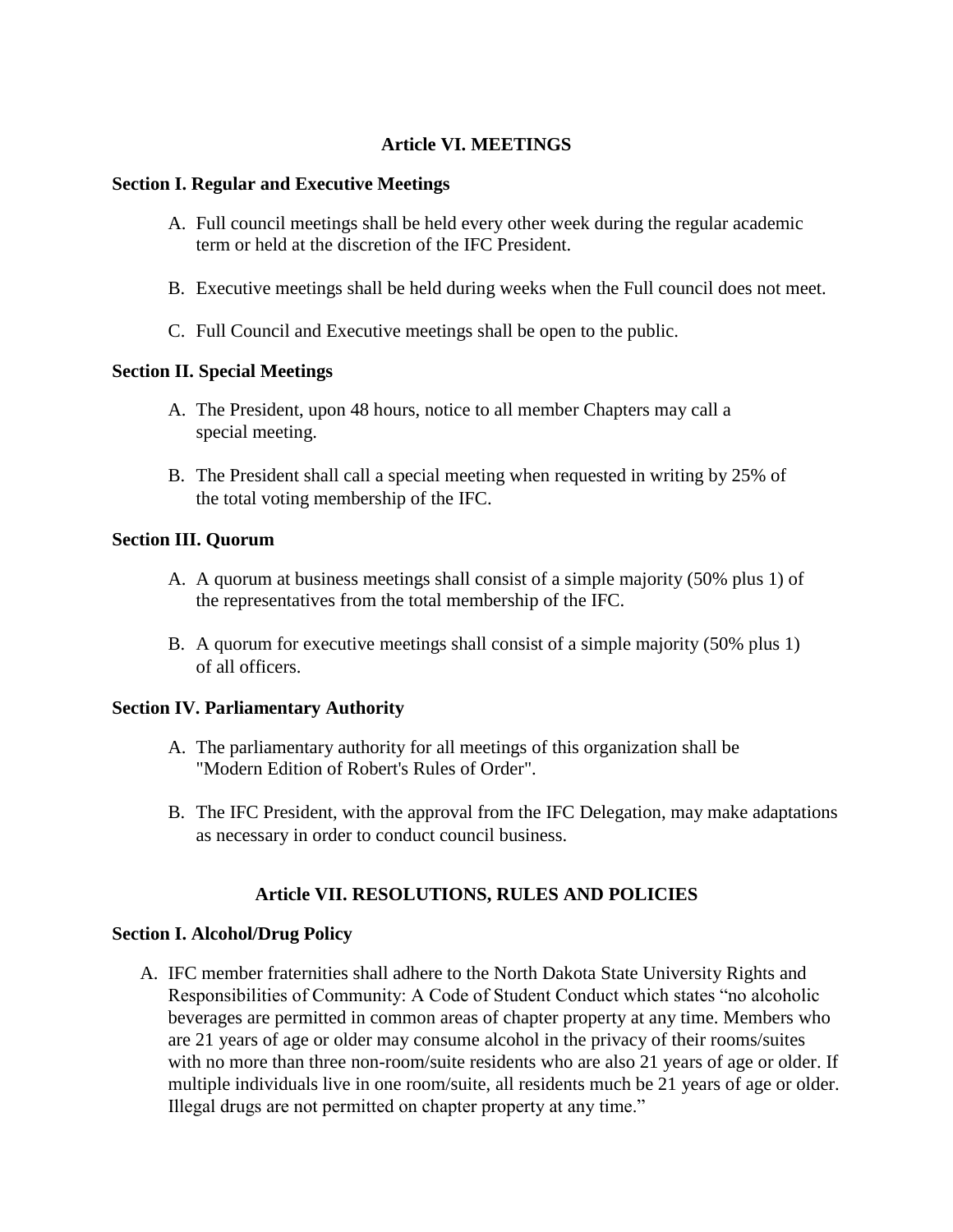## Article VI. MEETINGS

**Section I. Regular and Executive Meetings**

A. Full council meetings shall be held every other week during the regular academic term or held at the discretion of the IFC President.

B. Executive meetings shall be held during weeks when the Full council does not meet.

C. Full Council and Executive meetings shall be open to the public.

**Section II. Special Meetings**

A. The President, upon 48 hours, notice to all member Chapters may call a special meeting.

B. The President shall call a special meeting when requested in writing by 25% of the total voting membership of the IFC.

**Section III. Quorum**

A. A quorum at business meetings shall consist of a simple majority (50% plus 1) of the representatives from the total membership of the IFC.

B. A quorum for executive meetings shall consist of a simple majority (50% plus 1) of all officers.

**Section IV. Parliamentary Authority**

A. The parliamentary authority for all meetings of this organization shall be "Modern Edition of Robert's Rules of Order".

B. The IFC President, with the approval from the IFC Delegation, may make adaptations as necessary in order to conduct council business.

## Article VII. RESOLUTIONS, RULES AND POLICIES

**Section I. Alcohol/Drug Policy**

A. IFC member fraternities shall adhere to the North Dakota State University Rights and Responsibilities of Community: A Code of Student Conduct which states "no alcoholic beverages are permitted in common areas of chapter property at any time. Members who are 21 years of age or older may consume alcohol in the privacy of their rooms/suites with no more than three non-room/suite residents who are also 21 years of age or older. If multiple individuals live in one room/suite, all residents much be 21 years of age or older. Illegal drugs are not permitted on chapter property at any time."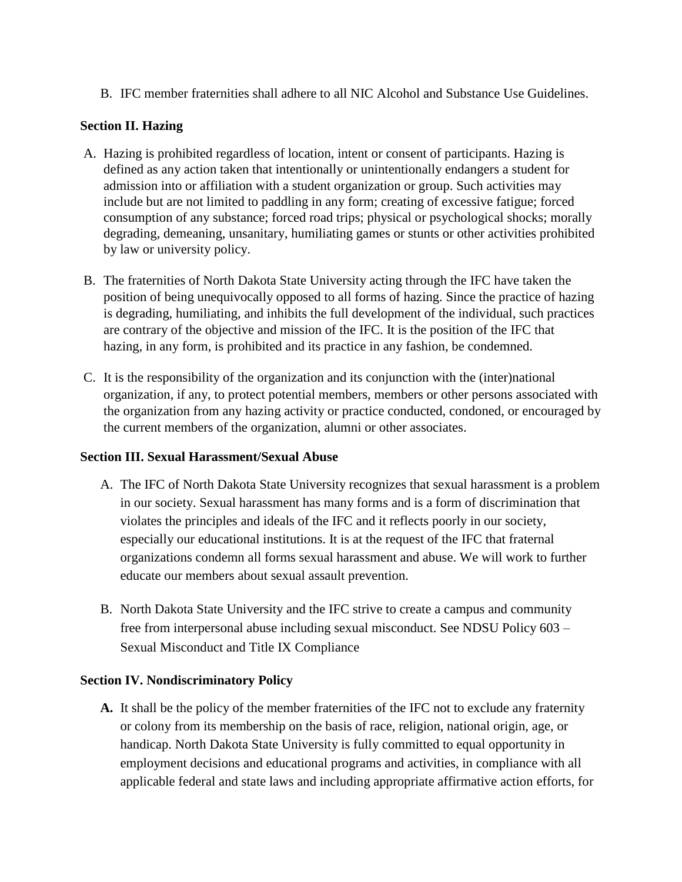B. IFC member fraternities shall adhere to all NIC Alcohol and Substance Use Guidelines.

**Section II. Hazing**

A. Hazing is prohibited regardless of location, intent or consent of participants. Hazing is defined as any action taken that intentionally or unintentionally endangers a student for admission into or affiliation with a student organization or group. Such activities may include but are not limited to paddling in any form; creating of excessive fatigue; forced consumption of any substance; forced road trips; physical or psychological shocks; morally degrading, demeaning, unsanitary, humiliating games or stunts or other activities prohibited by law or university policy.

B. The fraternities of North Dakota State University acting through the IFC have taken the position of being unequivocally opposed to all forms of hazing. Since the practice of hazing is degrading, humiliating, and inhibits the full development of the individual, such practices are contrary of the objective and mission of the IFC. It is the position of the IFC that hazing, in any form, is prohibited and its practice in any fashion, be condemned.

C. It is the responsibility of the organization and its conjunction with the (inter)national organization, if any, to protect potential members, members or other persons associated with the organization from any hazing activity or practice conducted, condoned, or encouraged by the current members of the organization, alumni or other associates.

**Section III. Sexual Harassment/Sexual Abuse**

A. The IFC of North Dakota State University recognizes that sexual harassment is a problem in our society. Sexual harassment has many forms and is a form of discrimination that violates the principles and ideals of the IFC and it reflects poorly in our society, especially our educational institutions. It is at the request of the IFC that fraternal organizations condemn all forms sexual harassment and abuse. We will work to further educate our members about sexual assault prevention.

B. North Dakota State University and the IFC strive to create a campus and community free from interpersonal abuse including sexual misconduct. See NDSU Policy 603 – Sexual Misconduct and Title IX Compliance

**Section IV. Nondiscriminatory Policy**

**A.** It shall be the policy of the member fraternities of the IFC not to exclude any fraternity or colony from its membership on the basis of race, religion, national origin, age, or handicap. North Dakota State University is fully committed to equal opportunity in employment decisions and educational programs and activities, in compliance with all applicable federal and state laws and including appropriate affirmative action efforts, for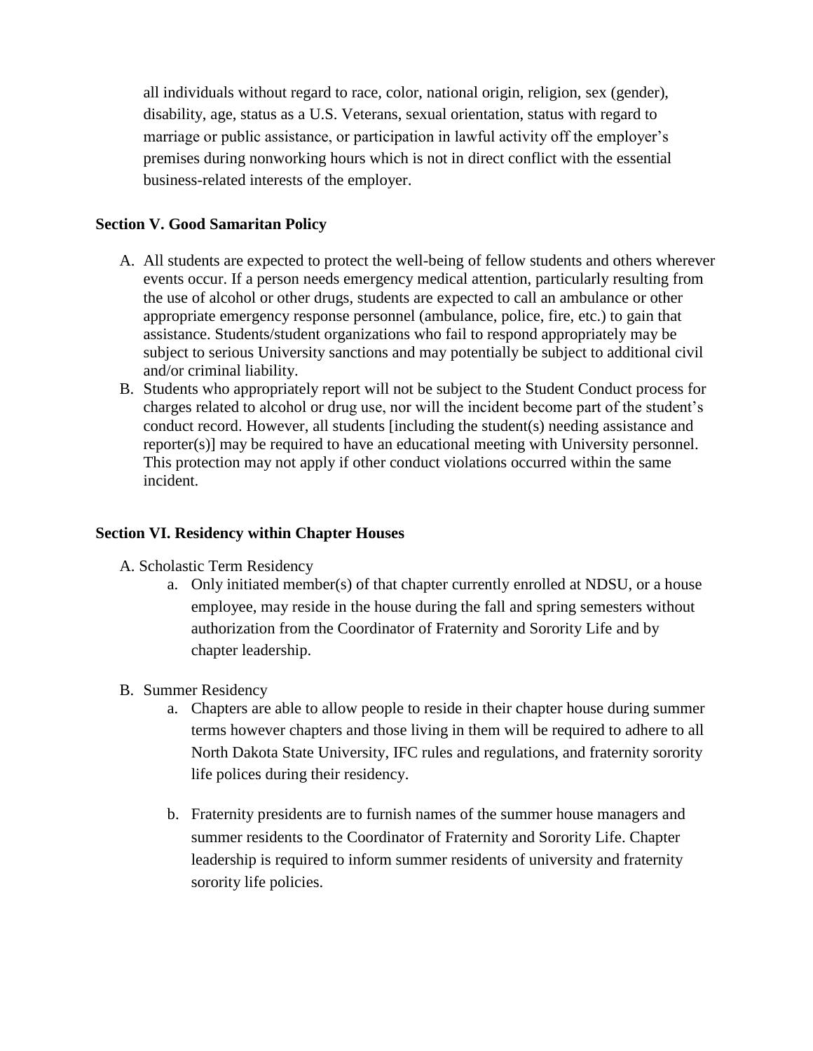all individuals without regard to race, color, national origin, religion, sex (gender), disability, age, status as a U.S. Veterans, sexual orientation, status with regard to marriage or public assistance, or participation in lawful activity off the employer's premises during nonworking hours which is not in direct conflict with the essential business-related interests of the employer.

**Section V. Good Samaritan Policy**

A. All students are expected to protect the well-being of fellow students and others wherever events occur. If a person needs emergency medical attention, particularly resulting from the use of alcohol or other drugs, students are expected to call an ambulance or other appropriate emergency response personnel (ambulance, police, fire, etc.) to gain that assistance. Students/student organizations who fail to respond appropriately may be subject to serious University sanctions and may potentially be subject to additional civil and/or criminal liability.
B. Students who appropriately report will not be subject to the Student Conduct process for charges related to alcohol or drug use, nor will the incident become part of the student's conduct record. However, all students [including the student(s) needing assistance and reporter(s)] may be required to have an educational meeting with University personnel. This protection may not apply if other conduct violations occurred within the same incident.

**Section VI. Residency within Chapter Houses**

A. Scholastic Term Residency
   a. Only initiated member(s) of that chapter currently enrolled at NDSU, or a house employee, may reside in the house during the fall and spring semesters without authorization from the Coordinator of Fraternity and Sorority Life and by chapter leadership.

B. Summer Residency
   a. Chapters are able to allow people to reside in their chapter house during summer terms however chapters and those living in them will be required to adhere to all North Dakota State University, IFC rules and regulations, and fraternity sorority life polices during their residency.

   b. Fraternity presidents are to furnish names of the summer house managers and summer residents to the Coordinator of Fraternity and Sorority Life. Chapter leadership is required to inform summer residents of university and fraternity sorority life policies.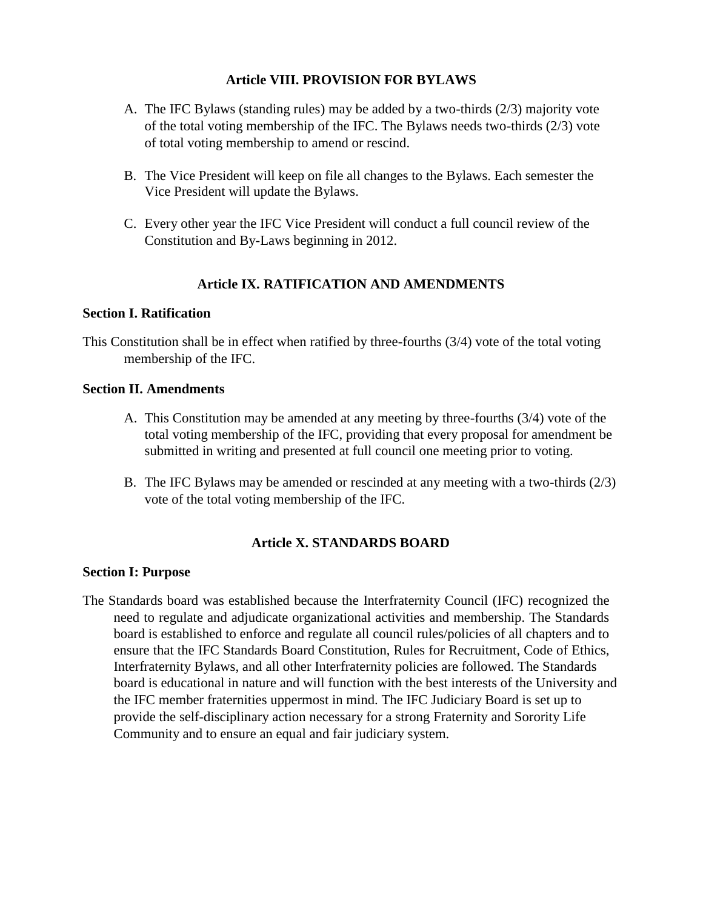## Article VIII. PROVISION FOR BYLAWS

A. The IFC Bylaws (standing rules) may be added by a two-thirds (2/3) majority vote of the total voting membership of the IFC. The Bylaws needs two-thirds (2/3) vote of total voting membership to amend or rescind.

B. The Vice President will keep on file all changes to the Bylaws. Each semester the Vice President will update the Bylaws.

C. Every other year the IFC Vice President will conduct a full council review of the Constitution and By-Laws beginning in 2012.

## Article IX. RATIFICATION AND AMENDMENTS

**Section I. Ratification**

This Constitution shall be in effect when ratified by three-fourths (3/4) vote of the total voting membership of the IFC.

**Section II. Amendments**

A. This Constitution may be amended at any meeting by three-fourths (3/4) vote of the total voting membership of the IFC, providing that every proposal for amendment be submitted in writing and presented at full council one meeting prior to voting.

B. The IFC Bylaws may be amended or rescinded at any meeting with a two-thirds (2/3) vote of the total voting membership of the IFC.

## Article X. STANDARDS BOARD

**Section I: Purpose**

The Standards board was established because the Interfraternity Council (IFC) recognized the need to regulate and adjudicate organizational activities and membership. The Standards board is established to enforce and regulate all council rules/policies of all chapters and to ensure that the IFC Standards Board Constitution, Rules for Recruitment, Code of Ethics, Interfraternity Bylaws, and all other Interfraternity policies are followed. The Standards board is educational in nature and will function with the best interests of the University and the IFC member fraternities uppermost in mind. The IFC Judiciary Board is set up to provide the self-disciplinary action necessary for a strong Fraternity and Sorority Life Community and to ensure an equal and fair judiciary system.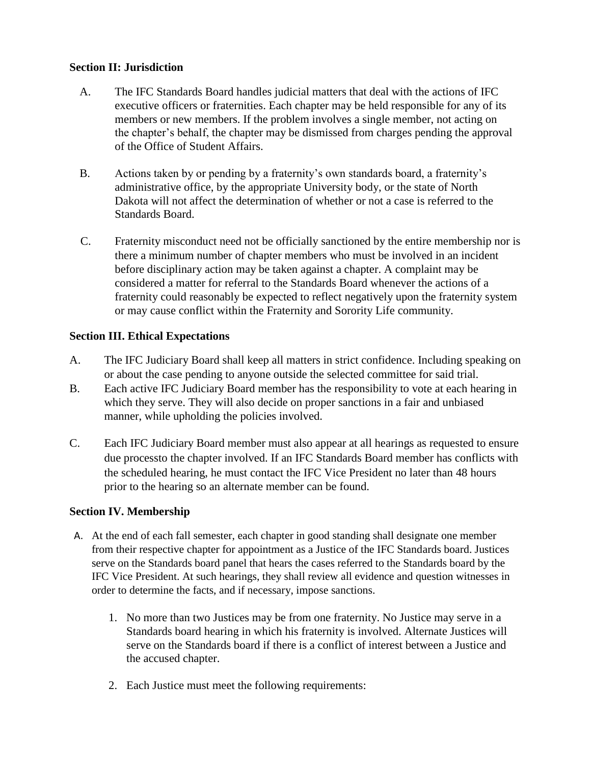**Section II: Jurisdiction**

A. The IFC Standards Board handles judicial matters that deal with the actions of IFC executive officers or fraternities. Each chapter may be held responsible for any of its members or new members. If the problem involves a single member, not acting on the chapter's behalf, the chapter may be dismissed from charges pending the approval of the Office of Student Affairs.

B. Actions taken by or pending by a fraternity's own standards board, a fraternity's administrative office, by the appropriate University body, or the state of North Dakota will not affect the determination of whether or not a case is referred to the Standards Board.

C. Fraternity misconduct need not be officially sanctioned by the entire membership nor is there a minimum number of chapter members who must be involved in an incident before disciplinary action may be taken against a chapter. A complaint may be considered a matter for referral to the Standards Board whenever the actions of a fraternity could reasonably be expected to reflect negatively upon the fraternity system or may cause conflict within the Fraternity and Sorority Life community.

**Section III. Ethical Expectations**

A. The IFC Judiciary Board shall keep all matters in strict confidence. Including speaking on or about the case pending to anyone outside the selected committee for said trial.

B. Each active IFC Judiciary Board member has the responsibility to vote at each hearing in which they serve. They will also decide on proper sanctions in a fair and unbiased manner, while upholding the policies involved.

C. Each IFC Judiciary Board member must also appear at all hearings as requested to ensure due processto the chapter involved. If an IFC Standards Board member has conflicts with the scheduled hearing, he must contact the IFC Vice President no later than 48 hours prior to the hearing so an alternate member can be found.

**Section IV. Membership**

A. At the end of each fall semester, each chapter in good standing shall designate one member from their respective chapter for appointment as a Justice of the IFC Standards board. Justices serve on the Standards board panel that hears the cases referred to the Standards board by the IFC Vice President. At such hearings, they shall review all evidence and question witnesses in order to determine the facts, and if necessary, impose sanctions.

1. No more than two Justices may be from one fraternity. No Justice may serve in a Standards board hearing in which his fraternity is involved. Alternate Justices will serve on the Standards board if there is a conflict of interest between a Justice and the accused chapter.

2. Each Justice must meet the following requirements: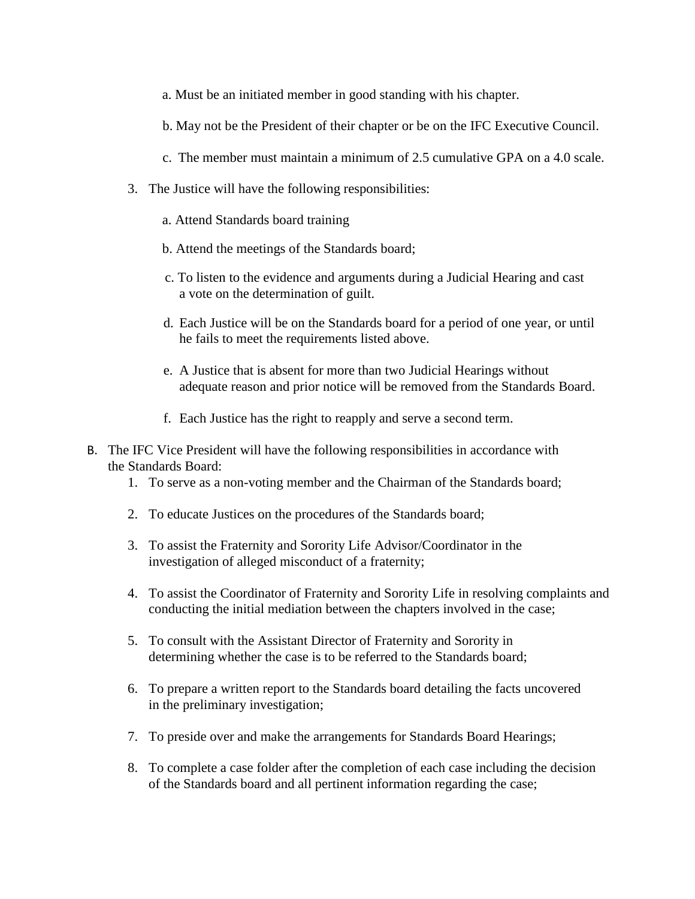a. Must be an initiated member in good standing with his chapter.

b. May not be the President of their chapter or be on the IFC Executive Council.

c. The member must maintain a minimum of 2.5 cumulative GPA on a 4.0 scale.

3. The Justice will have the following responsibilities:

   a. Attend Standards board training

   b. Attend the meetings of the Standards board;

   c. To listen to the evidence and arguments during a Judicial Hearing and cast a vote on the determination of guilt.

   d. Each Justice will be on the Standards board for a period of one year, or until he fails to meet the requirements listed above.

   e. A Justice that is absent for more than two Judicial Hearings without adequate reason and prior notice will be removed from the Standards Board.

   f. Each Justice has the right to reapply and serve a second term.

B. The IFC Vice President will have the following responsibilities in accordance with the Standards Board:

   1. To serve as a non-voting member and the Chairman of the Standards board;

   2. To educate Justices on the procedures of the Standards board;

   3. To assist the Fraternity and Sorority Life Advisor/Coordinator in the investigation of alleged misconduct of a fraternity;

   4. To assist the Coordinator of Fraternity and Sorority Life in resolving complaints and conducting the initial mediation between the chapters involved in the case;

   5. To consult with the Assistant Director of Fraternity and Sorority in determining whether the case is to be referred to the Standards board;

   6. To prepare a written report to the Standards board detailing the facts uncovered in the preliminary investigation;

   7. To preside over and make the arrangements for Standards Board Hearings;

   8. To complete a case folder after the completion of each case including the decision of the Standards board and all pertinent information regarding the case;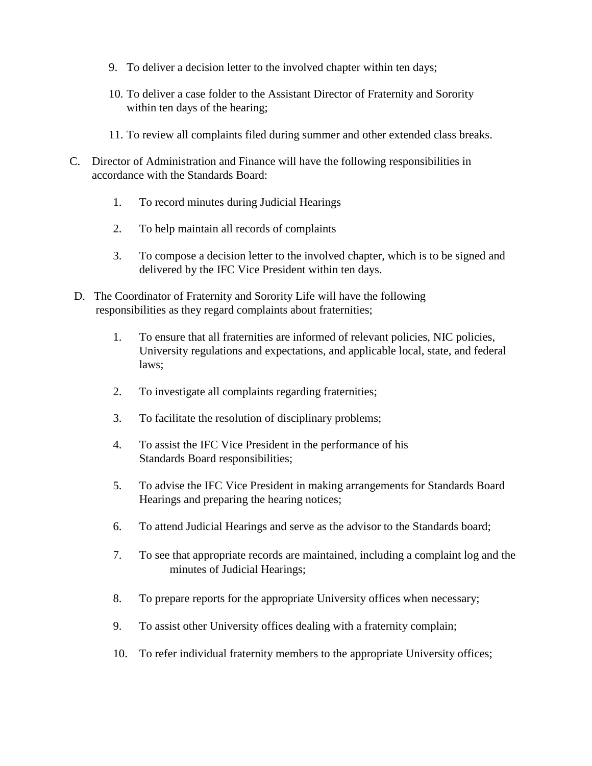9. To deliver a decision letter to the involved chapter within ten days;

10. To deliver a case folder to the Assistant Director of Fraternity and Sorority within ten days of the hearing;

11. To review all complaints filed during summer and other extended class breaks.

C. Director of Administration and Finance will have the following responsibilities in accordance with the Standards Board:

   1. To record minutes during Judicial Hearings

   2. To help maintain all records of complaints

   3. To compose a decision letter to the involved chapter, which is to be signed and delivered by the IFC Vice President within ten days.

D. The Coordinator of Fraternity and Sorority Life will have the following responsibilities as they regard complaints about fraternities;

   1. To ensure that all fraternities are informed of relevant policies, NIC policies, University regulations and expectations, and applicable local, state, and federal laws;

   2. To investigate all complaints regarding fraternities;

   3. To facilitate the resolution of disciplinary problems;

   4. To assist the IFC Vice President in the performance of his Standards Board responsibilities;

   5. To advise the IFC Vice President in making arrangements for Standards Board Hearings and preparing the hearing notices;

   6. To attend Judicial Hearings and serve as the advisor to the Standards board;

   7. To see that appropriate records are maintained, including a complaint log and the minutes of Judicial Hearings;

   8. To prepare reports for the appropriate University offices when necessary;

   9. To assist other University offices dealing with a fraternity complain;

   10. To refer individual fraternity members to the appropriate University offices;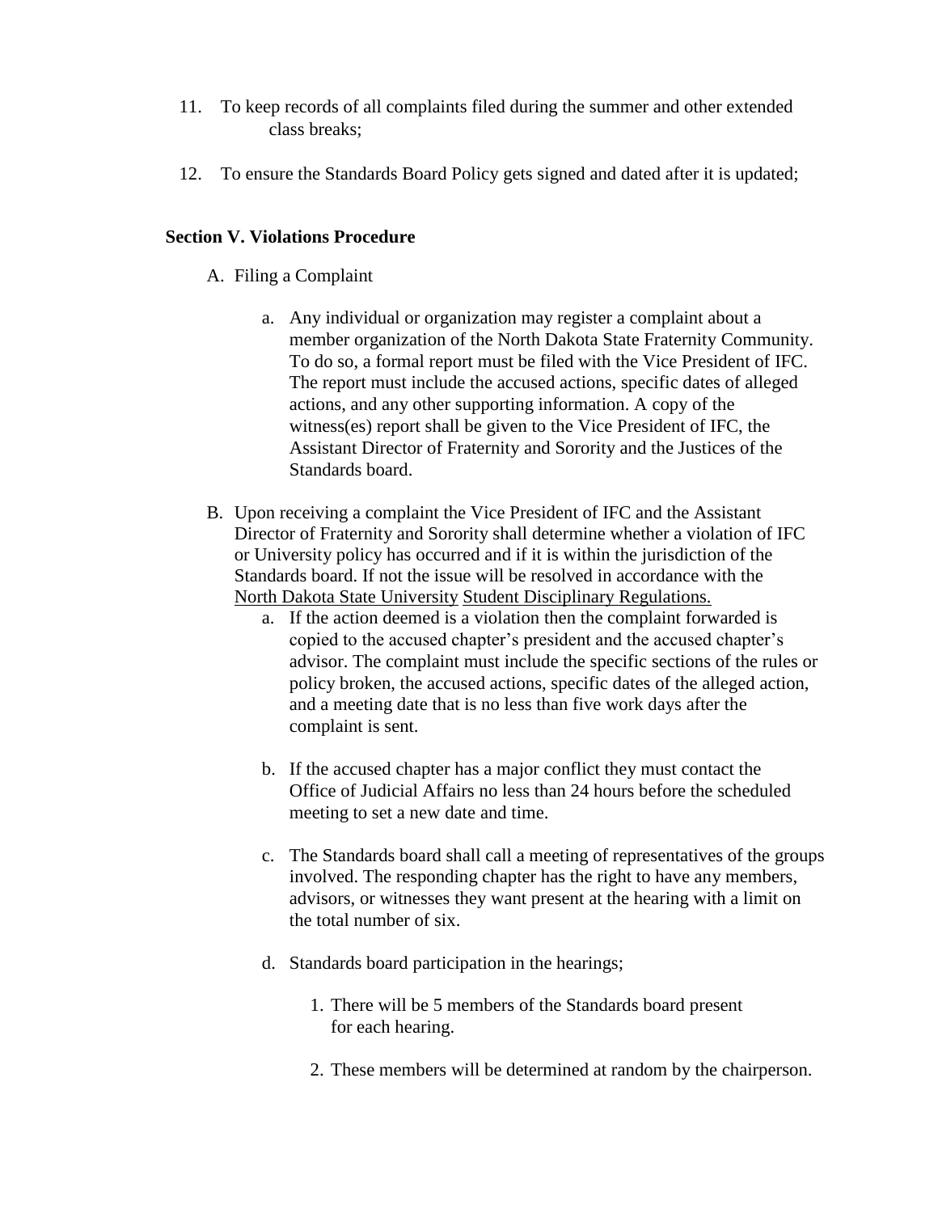11. To keep records of all complaints filed during the summer and other extended class breaks;

12. To ensure the Standards Board Policy gets signed and dated after it is updated;

### Section V. Violations Procedure

A. Filing a Complaint

   a. Any individual or organization may register a complaint about a member organization of the North Dakota State Fraternity Community. To do so, a formal report must be filed with the Vice President of IFC. The report must include the accused actions, specific dates of alleged actions, and any other supporting information. A copy of the witness(es) report shall be given to the Vice President of IFC, the Assistant Director of Fraternity and Sorority and the Justices of the Standards board.

B. Upon receiving a complaint the Vice President of IFC and the Assistant Director of Fraternity and Sorority shall determine whether a violation of IFC or University policy has occurred and if it is within the jurisdiction of the Standards board. If not the issue will be resolved in accordance with the North Dakota State University Student Disciplinary Regulations.

   a. If the action deemed is a violation then the complaint forwarded is copied to the accused chapter's president and the accused chapter's advisor. The complaint must include the specific sections of the rules or policy broken, the accused actions, specific dates of the alleged action, and a meeting date that is no less than five work days after the complaint is sent.

   b. If the accused chapter has a major conflict they must contact the Office of Judicial Affairs no less than 24 hours before the scheduled meeting to set a new date and time.

   c. The Standards board shall call a meeting of representatives of the groups involved. The responding chapter has the right to have any members, advisors, or witnesses they want present at the hearing with a limit on the total number of six.

   d. Standards board participation in the hearings;

      1. There will be 5 members of the Standards board present for each hearing.

      2. These members will be determined at random by the chairperson.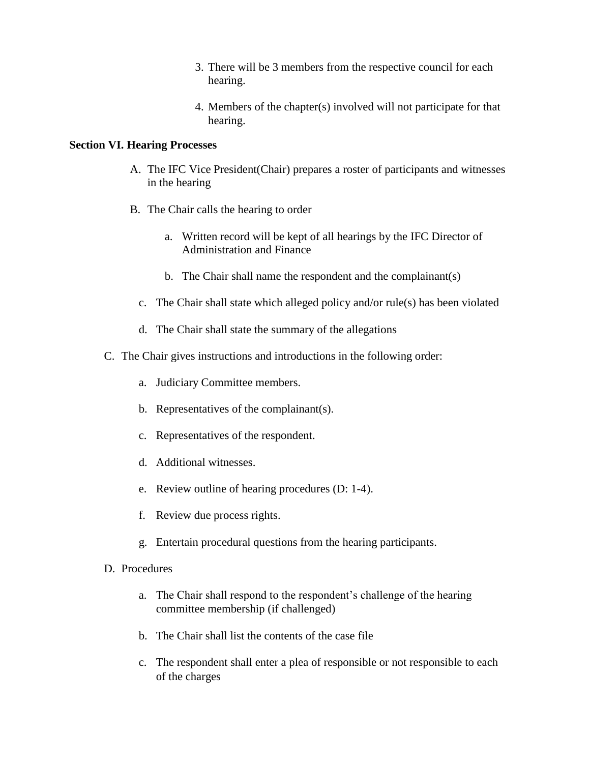3. There will be 3 members from the respective council for each hearing.
4. Members of the chapter(s) involved will not participate for that hearing.

**Section VI. Hearing Processes**

A. The IFC Vice President(Chair) prepares a roster of participants and witnesses in the hearing

B. The Chair calls the hearing to order

   a. Written record will be kept of all hearings by the IFC Director of Administration and Finance

   b. The Chair shall name the respondent and the complainant(s)

   c. The Chair shall state which alleged policy and/or rule(s) has been violated

   d. The Chair shall state the summary of the allegations

C. The Chair gives instructions and introductions in the following order:

   a. Judiciary Committee members.

   b. Representatives of the complainant(s).

   c. Representatives of the respondent.

   d. Additional witnesses.

   e. Review outline of hearing procedures (D: 1-4).

   f. Review due process rights.

   g. Entertain procedural questions from the hearing participants.

D. Procedures

   a. The Chair shall respond to the respondent's challenge of the hearing committee membership (if challenged)

   b. The Chair shall list the contents of the case file

   c. The respondent shall enter a plea of responsible or not responsible to each of the charges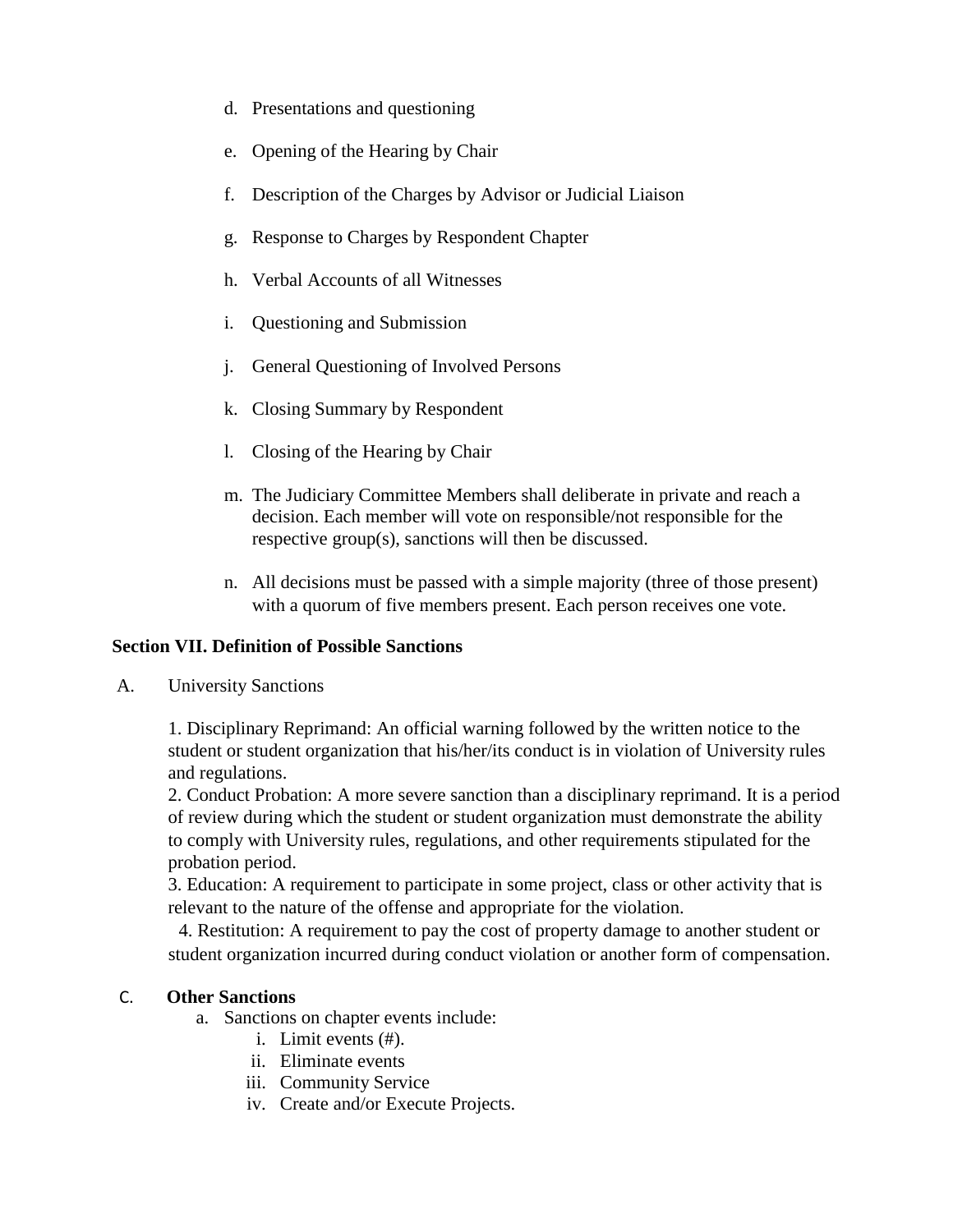d. Presentations and questioning

e. Opening of the Hearing by Chair

f. Description of the Charges by Advisor or Judicial Liaison

g. Response to Charges by Respondent Chapter

h. Verbal Accounts of all Witnesses

i. Questioning and Submission

j. General Questioning of Involved Persons

k. Closing Summary by Respondent

l. Closing of the Hearing by Chair

m. The Judiciary Committee Members shall deliberate in private and reach a decision. Each member will vote on responsible/not responsible for the respective group(s), sanctions will then be discussed.

n. All decisions must be passed with a simple majority (three of those present) with a quorum of five members present. Each person receives one vote.

**Section VII. Definition of Possible Sanctions**

A. University Sanctions

1. Disciplinary Reprimand: An official warning followed by the written notice to the student or student organization that his/her/its conduct is in violation of University rules and regulations.
2. Conduct Probation: A more severe sanction than a disciplinary reprimand. It is a period of review during which the student or student organization must demonstrate the ability to comply with University rules, regulations, and other requirements stipulated for the probation period.
3. Education: A requirement to participate in some project, class or other activity that is relevant to the nature of the offense and appropriate for the violation.
4. Restitution: A requirement to pay the cost of property damage to another student or student organization incurred during conduct violation or another form of compensation.

C. **Other Sanctions**

a. Sanctions on chapter events include:
   i. Limit events (#).
   ii. Eliminate events
   iii. Community Service
   iv. Create and/or Execute Projects.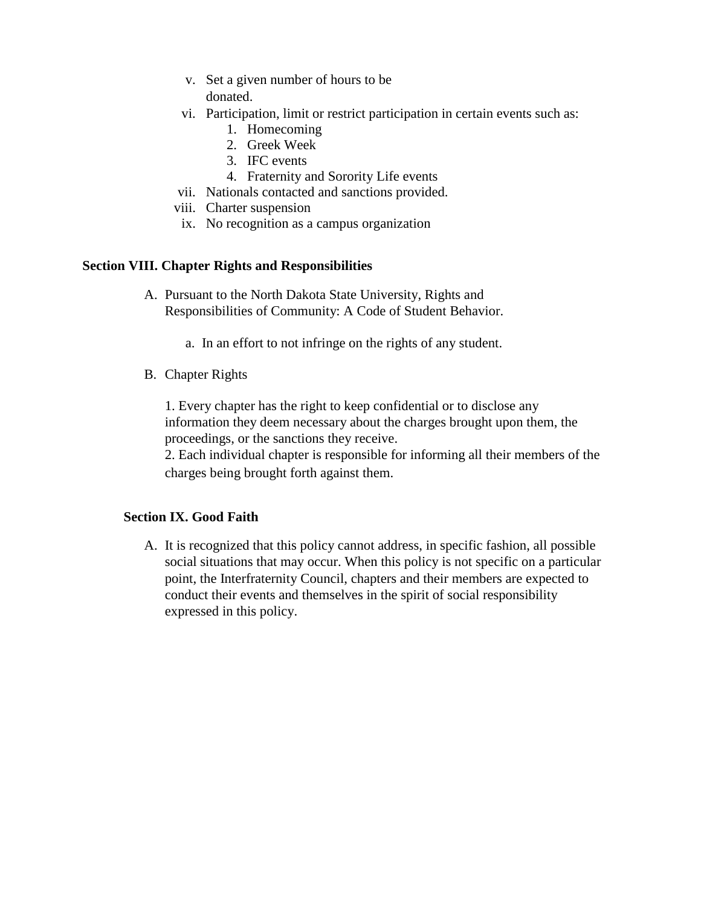v. Set a given number of hours to be donated.
vi. Participation, limit or restrict participation in certain events such as:
    1. Homecoming
    2. Greek Week
    3. IFC events
    4. Fraternity and Sorority Life events
vii. Nationals contacted and sanctions provided.
viii. Charter suspension
ix. No recognition as a campus organization

**Section VIII. Chapter Rights and Responsibilities**

A. Pursuant to the North Dakota State University, Rights and Responsibilities of Community: A Code of Student Behavior.

    a. In an effort to not infringe on the rights of any student.

B. Chapter Rights

    1. Every chapter has the right to keep confidential or to disclose any information they deem necessary about the charges brought upon them, the proceedings, or the sanctions they receive.
    2. Each individual chapter is responsible for informing all their members of the charges being brought forth against them.

**Section IX. Good Faith**

A. It is recognized that this policy cannot address, in specific fashion, all possible social situations that may occur. When this policy is not specific on a particular point, the Interfraternity Council, chapters and their members are expected to conduct their events and themselves in the spirit of social responsibility expressed in this policy.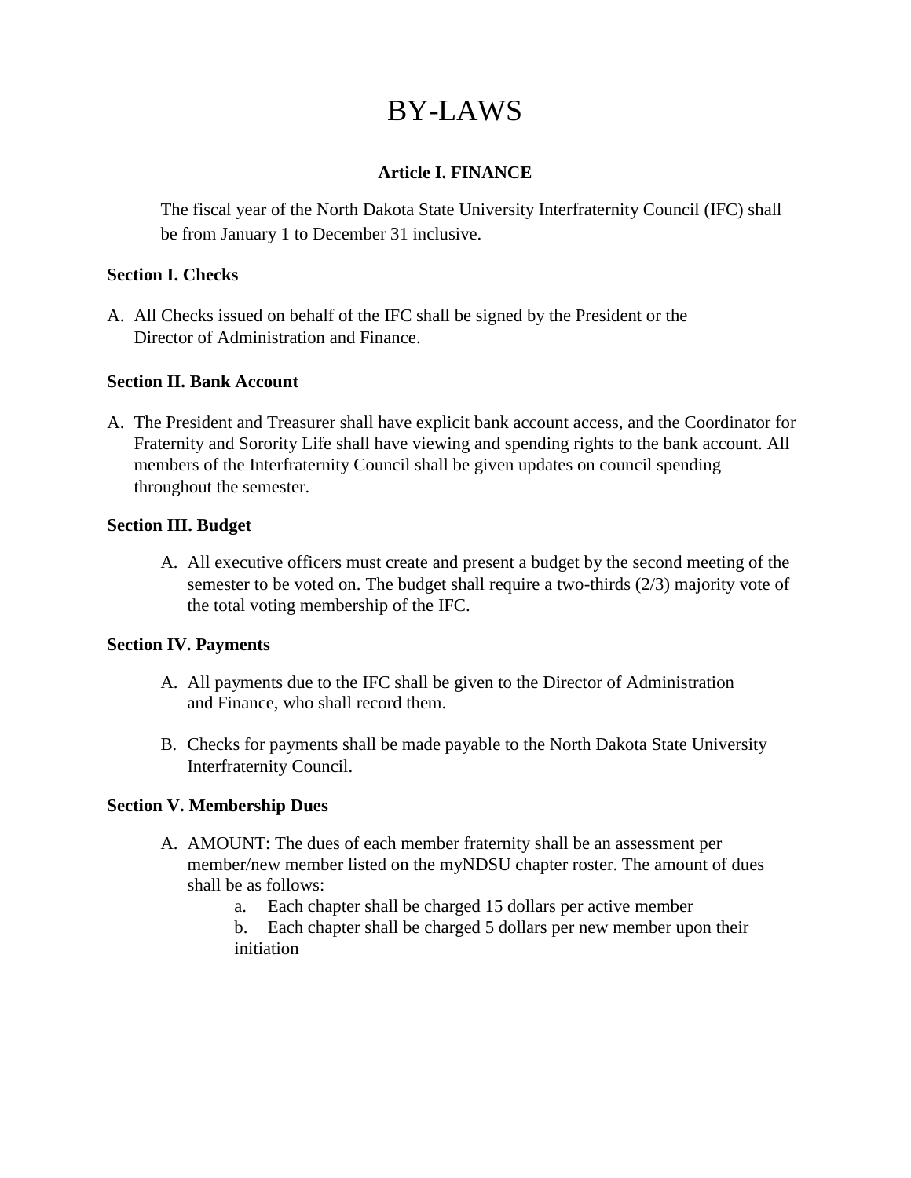# BY-LAWS

## Article I. FINANCE

The fiscal year of the North Dakota State University Interfraternity Council (IFC) shall be from January 1 to December 31 inclusive.

### Section I. Checks

A. All Checks issued on behalf of the IFC shall be signed by the President or the Director of Administration and Finance.

### Section II. Bank Account

A. The President and Treasurer shall have explicit bank account access, and the Coordinator for Fraternity and Sorority Life shall have viewing and spending rights to the bank account. All members of the Interfraternity Council shall be given updates on council spending throughout the semester.

### Section III. Budget

A. All executive officers must create and present a budget by the second meeting of the semester to be voted on. The budget shall require a two-thirds (2/3) majority vote of the total voting membership of the IFC.

### Section IV. Payments

A. All payments due to the IFC shall be given to the Director of Administration and Finance, who shall record them.

B. Checks for payments shall be made payable to the North Dakota State University Interfraternity Council.

### Section V. Membership Dues

A. AMOUNT: The dues of each member fraternity shall be an assessment per member/new member listed on the myNDSU chapter roster. The amount of dues shall be as follows:
   a. Each chapter shall be charged 15 dollars per active member
   b. Each chapter shall be charged 5 dollars per new member upon their initiation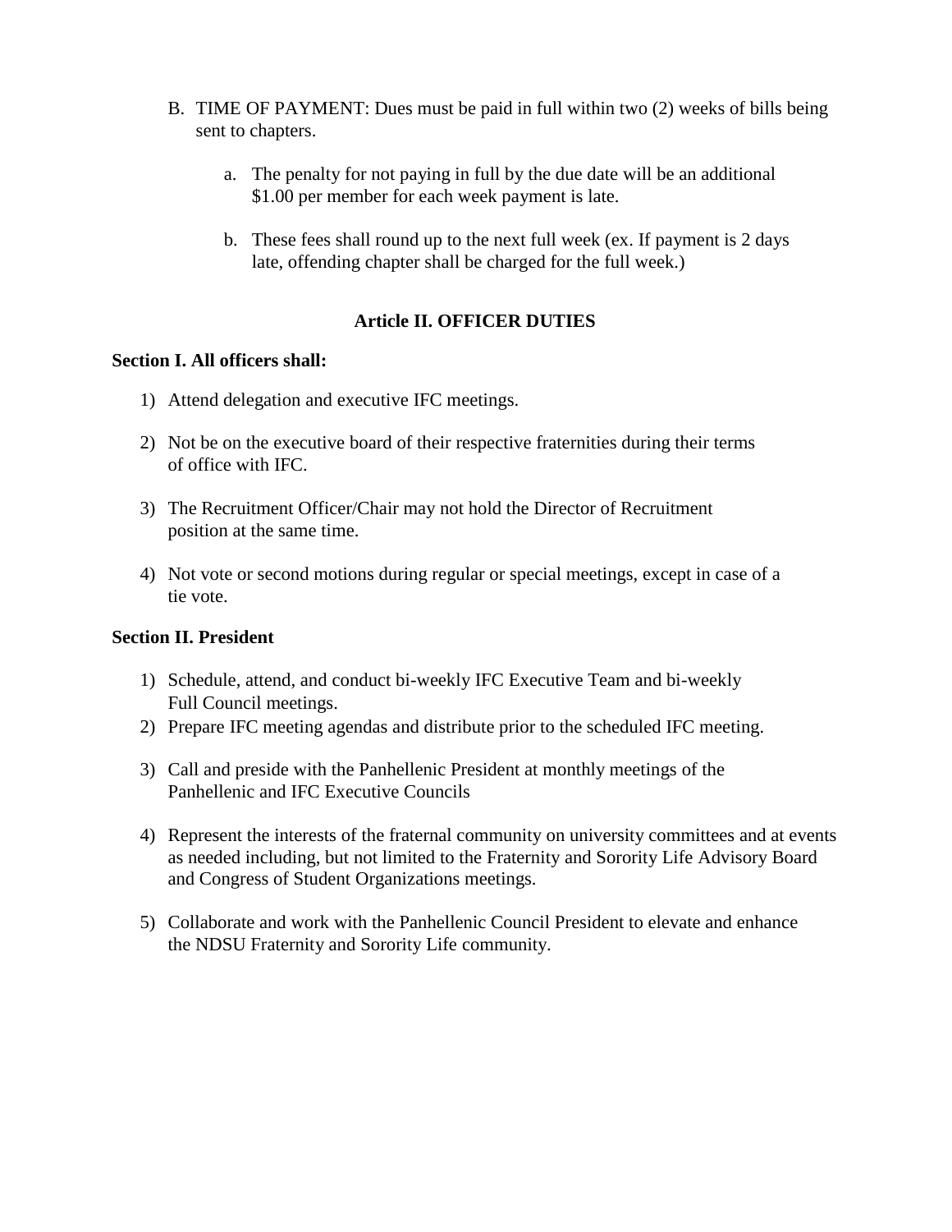B. TIME OF PAYMENT: Dues must be paid in full within two (2) weeks of bills being sent to chapters.

   a. The penalty for not paying in full by the due date will be an additional $1.00 per member for each week payment is late.

   b. These fees shall round up to the next full week (ex. If payment is 2 days late, offending chapter shall be charged for the full week.)

## Article II. OFFICER DUTIES

**Section I. All officers shall:**

1) Attend delegation and executive IFC meetings.

2) Not be on the executive board of their respective fraternities during their terms of office with IFC.

3) The Recruitment Officer/Chair may not hold the Director of Recruitment position at the same time.

4) Not vote or second motions during regular or special meetings, except in case of a tie vote.

**Section II. President**

1) Schedule, attend, and conduct bi-weekly IFC Executive Team and bi-weekly Full Council meetings.
2) Prepare IFC meeting agendas and distribute prior to the scheduled IFC meeting.

3) Call and preside with the Panhellenic President at monthly meetings of the Panhellenic and IFC Executive Councils

4) Represent the interests of the fraternal community on university committees and at events as needed including, but not limited to the Fraternity and Sorority Life Advisory Board and Congress of Student Organizations meetings.

5) Collaborate and work with the Panhellenic Council President to elevate and enhance the NDSU Fraternity and Sorority Life community.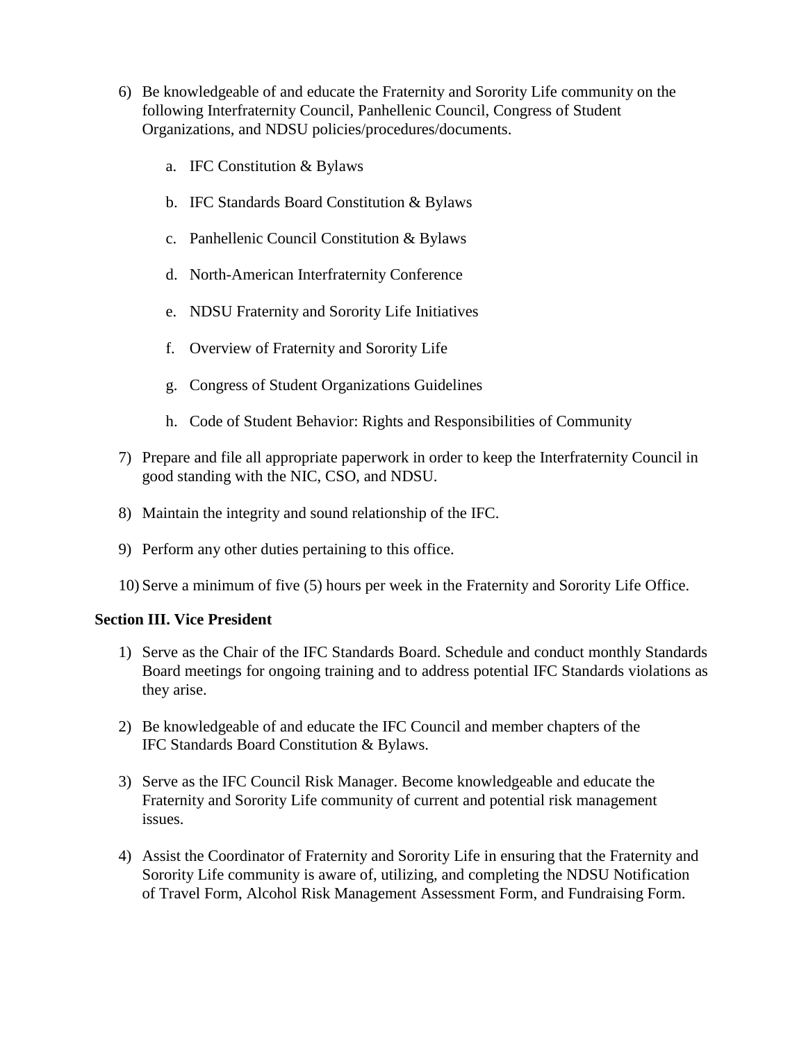6) Be knowledgeable of and educate the Fraternity and Sorority Life community on the following Interfraternity Council, Panhellenic Council, Congress of Student Organizations, and NDSU policies/procedures/documents.

    a. IFC Constitution & Bylaws

    b. IFC Standards Board Constitution & Bylaws

    c. Panhellenic Council Constitution & Bylaws

    d. North-American Interfraternity Conference

    e. NDSU Fraternity and Sorority Life Initiatives

    f. Overview of Fraternity and Sorority Life

    g. Congress of Student Organizations Guidelines

    h. Code of Student Behavior: Rights and Responsibilities of Community

7) Prepare and file all appropriate paperwork in order to keep the Interfraternity Council in good standing with the NIC, CSO, and NDSU.

8) Maintain the integrity and sound relationship of the IFC.

9) Perform any other duties pertaining to this office.

10) Serve a minimum of five (5) hours per week in the Fraternity and Sorority Life Office.

**Section III. Vice President**

1) Serve as the Chair of the IFC Standards Board. Schedule and conduct monthly Standards Board meetings for ongoing training and to address potential IFC Standards violations as they arise.

2) Be knowledgeable of and educate the IFC Council and member chapters of the IFC Standards Board Constitution & Bylaws.

3) Serve as the IFC Council Risk Manager. Become knowledgeable and educate the Fraternity and Sorority Life community of current and potential risk management issues.

4) Assist the Coordinator of Fraternity and Sorority Life in ensuring that the Fraternity and Sorority Life community is aware of, utilizing, and completing the NDSU Notification of Travel Form, Alcohol Risk Management Assessment Form, and Fundraising Form.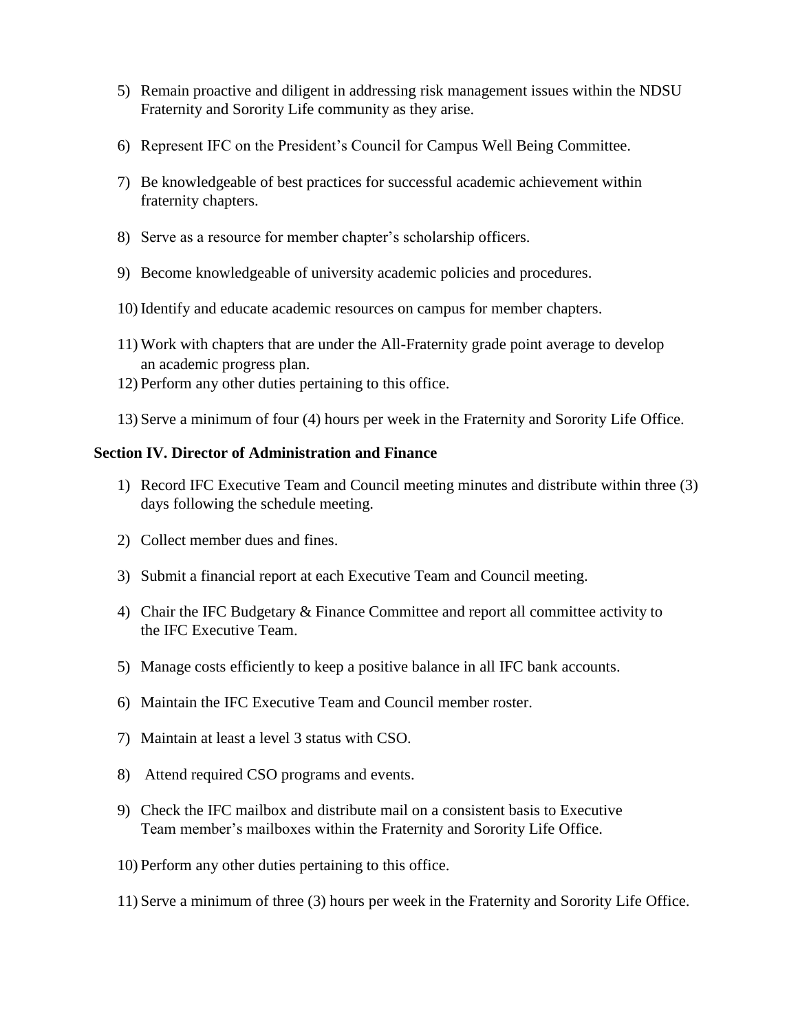5) Remain proactive and diligent in addressing risk management issues within the NDSU Fraternity and Sorority Life community as they arise.

6) Represent IFC on the President's Council for Campus Well Being Committee.

7) Be knowledgeable of best practices for successful academic achievement within fraternity chapters.

8) Serve as a resource for member chapter's scholarship officers.

9) Become knowledgeable of university academic policies and procedures.

10) Identify and educate academic resources on campus for member chapters.

11) Work with chapters that are under the All-Fraternity grade point average to develop an academic progress plan.

12) Perform any other duties pertaining to this office.

13) Serve a minimum of four (4) hours per week in the Fraternity and Sorority Life Office.

**Section IV. Director of Administration and Finance**

1) Record IFC Executive Team and Council meeting minutes and distribute within three (3) days following the schedule meeting.

2) Collect member dues and fines.

3) Submit a financial report at each Executive Team and Council meeting.

4) Chair the IFC Budgetary & Finance Committee and report all committee activity to the IFC Executive Team.

5) Manage costs efficiently to keep a positive balance in all IFC bank accounts.

6) Maintain the IFC Executive Team and Council member roster.

7) Maintain at least a level 3 status with CSO.

8) Attend required CSO programs and events.

9) Check the IFC mailbox and distribute mail on a consistent basis to Executive Team member's mailboxes within the Fraternity and Sorority Life Office.

10) Perform any other duties pertaining to this office.

11) Serve a minimum of three (3) hours per week in the Fraternity and Sorority Life Office.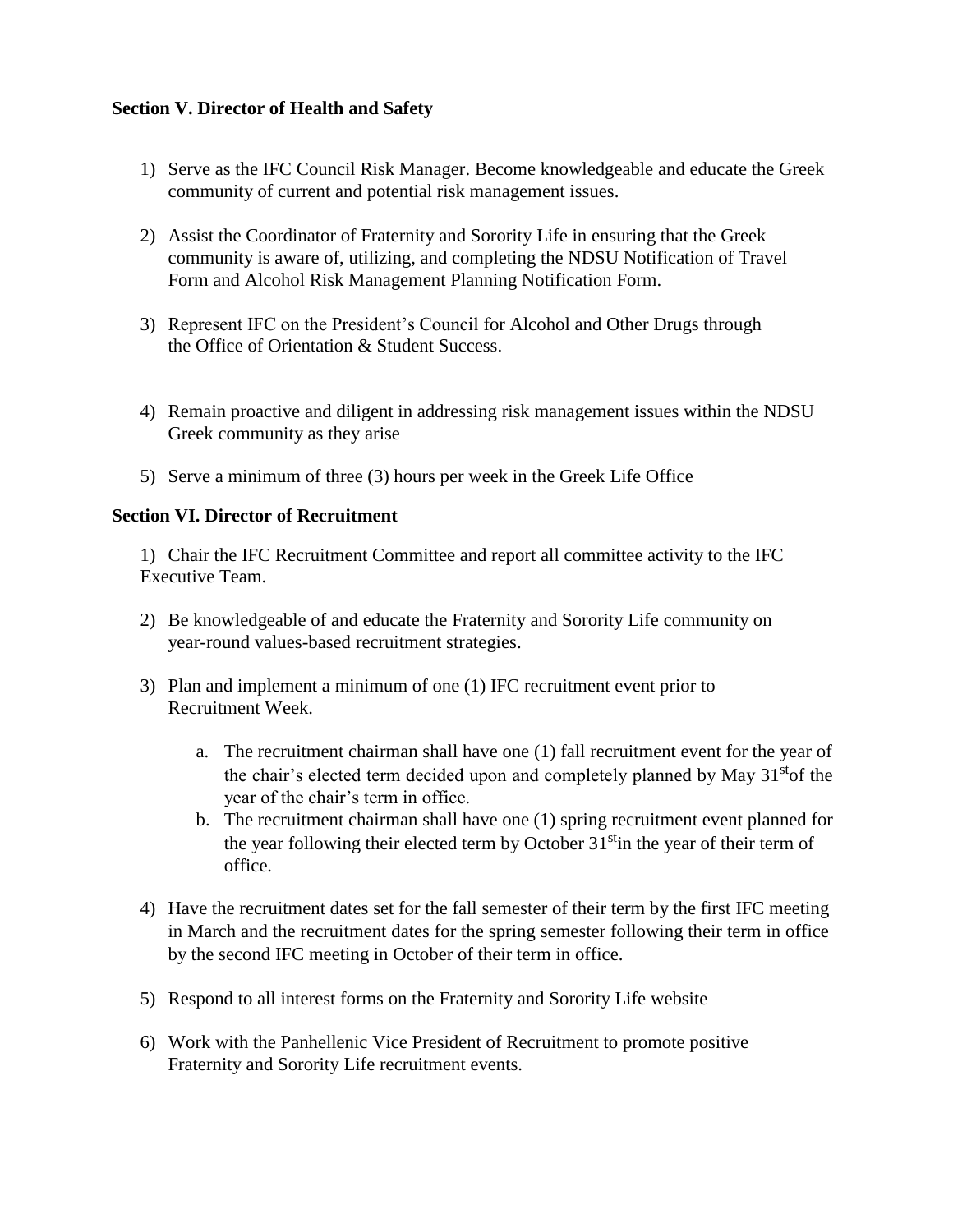**Section V. Director of Health and Safety**

1) Serve as the IFC Council Risk Manager. Become knowledgeable and educate the Greek community of current and potential risk management issues.

2) Assist the Coordinator of Fraternity and Sorority Life in ensuring that the Greek community is aware of, utilizing, and completing the NDSU Notification of Travel Form and Alcohol Risk Management Planning Notification Form.

3) Represent IFC on the President's Council for Alcohol and Other Drugs through the Office of Orientation & Student Success.

4) Remain proactive and diligent in addressing risk management issues within the NDSU Greek community as they arise

5) Serve a minimum of three (3) hours per week in the Greek Life Office

**Section VI. Director of Recruitment**

1) Chair the IFC Recruitment Committee and report all committee activity to the IFC Executive Team.

2) Be knowledgeable of and educate the Fraternity and Sorority Life community on year-round values-based recruitment strategies.

3) Plan and implement a minimum of one (1) IFC recruitment event prior to Recruitment Week.

   a. The recruitment chairman shall have one (1) fall recruitment event for the year of the chair's elected term decided upon and completely planned by May 31st of the year of the chair's term in office.
   b. The recruitment chairman shall have one (1) spring recruitment event planned for the year following their elected term by October 31st in the year of their term of office.

4) Have the recruitment dates set for the fall semester of their term by the first IFC meeting in March and the recruitment dates for the spring semester following their term in office by the second IFC meeting in October of their term in office.

5) Respond to all interest forms on the Fraternity and Sorority Life website

6) Work with the Panhellenic Vice President of Recruitment to promote positive Fraternity and Sorority Life recruitment events.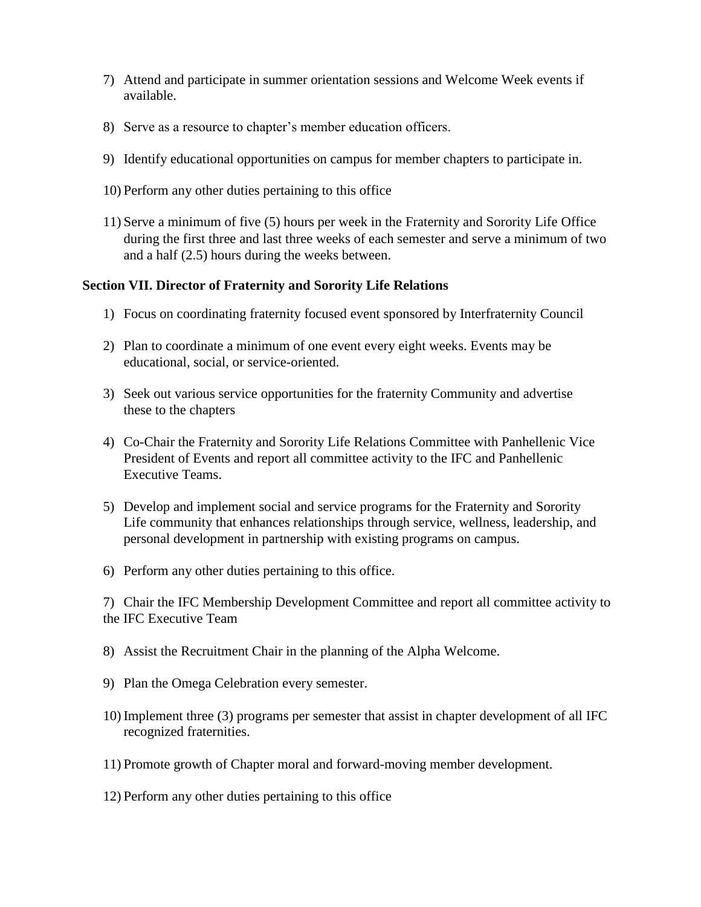7) Attend and participate in summer orientation sessions and Welcome Week events if available.

8) Serve as a resource to chapter's member education officers.

9) Identify educational opportunities on campus for member chapters to participate in.

10) Perform any other duties pertaining to this office

11) Serve a minimum of five (5) hours per week in the Fraternity and Sorority Life Office during the first three and last three weeks of each semester and serve a minimum of two and a half (2.5) hours during the weeks between.

**Section VII. Director of Fraternity and Sorority Life Relations**

1) Focus on coordinating fraternity focused event sponsored by Interfraternity Council

2) Plan to coordinate a minimum of one event every eight weeks. Events may be educational, social, or service-oriented.

3) Seek out various service opportunities for the fraternity Community and advertise these to the chapters

4) Co-Chair the Fraternity and Sorority Life Relations Committee with Panhellenic Vice President of Events and report all committee activity to the IFC and Panhellenic Executive Teams.

5) Develop and implement social and service programs for the Fraternity and Sorority Life community that enhances relationships through service, wellness, leadership, and personal development in partnership with existing programs on campus.

6) Perform any other duties pertaining to this office.

7) Chair the IFC Membership Development Committee and report all committee activity to the IFC Executive Team

8) Assist the Recruitment Chair in the planning of the Alpha Welcome.

9) Plan the Omega Celebration every semester.

10) Implement three (3) programs per semester that assist in chapter development of all IFC recognized fraternities.

11) Promote growth of Chapter moral and forward-moving member development.

12) Perform any other duties pertaining to this office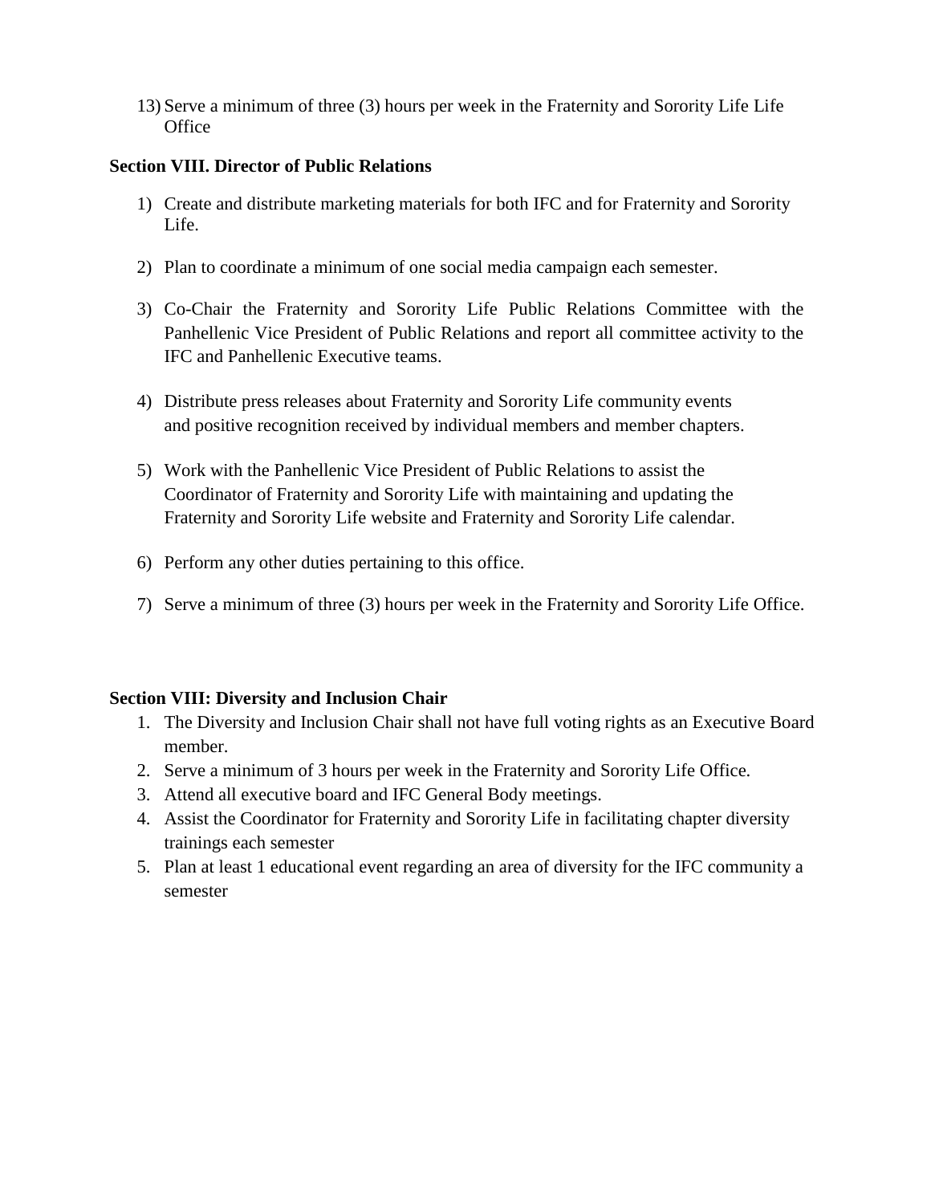13) Serve a minimum of three (3) hours per week in the Fraternity and Sorority Life Life Office

**Section VIII. Director of Public Relations**

1) Create and distribute marketing materials for both IFC and for Fraternity and Sorority Life.

2) Plan to coordinate a minimum of one social media campaign each semester.

3) Co-Chair the Fraternity and Sorority Life Public Relations Committee with the Panhellenic Vice President of Public Relations and report all committee activity to the IFC and Panhellenic Executive teams.

4) Distribute press releases about Fraternity and Sorority Life community events and positive recognition received by individual members and member chapters.

5) Work with the Panhellenic Vice President of Public Relations to assist the Coordinator of Fraternity and Sorority Life with maintaining and updating the Fraternity and Sorority Life website and Fraternity and Sorority Life calendar.

6) Perform any other duties pertaining to this office.

7) Serve a minimum of three (3) hours per week in the Fraternity and Sorority Life Office.

**Section VIII: Diversity and Inclusion Chair**

1. The Diversity and Inclusion Chair shall not have full voting rights as an Executive Board member.
2. Serve a minimum of 3 hours per week in the Fraternity and Sorority Life Office.
3. Attend all executive board and IFC General Body meetings.
4. Assist the Coordinator for Fraternity and Sorority Life in facilitating chapter diversity trainings each semester
5. Plan at least 1 educational event regarding an area of diversity for the IFC community a semester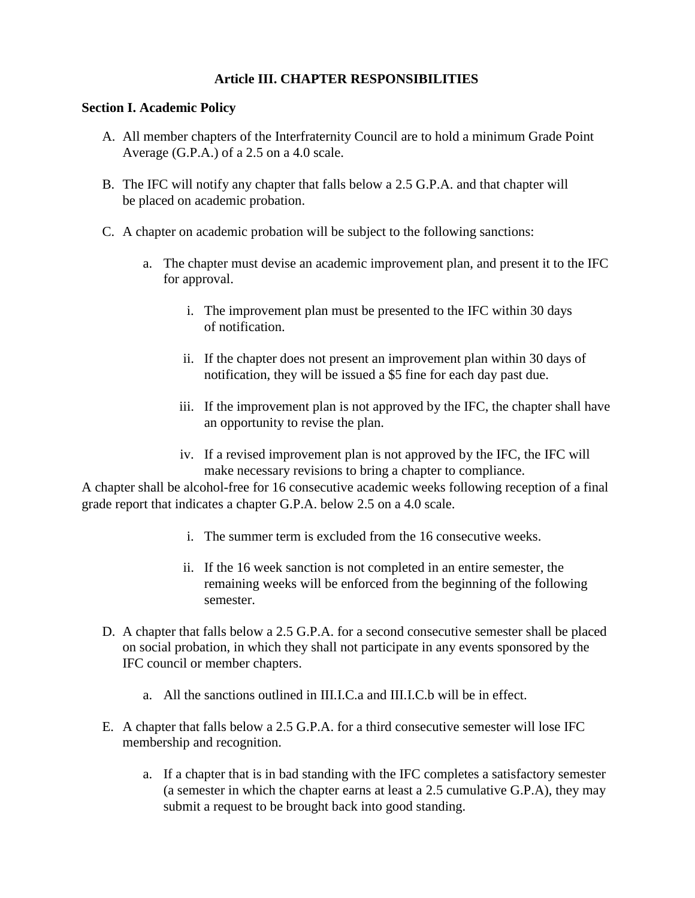## Article III. CHAPTER RESPONSIBILITIES

### Section I. Academic Policy

A. All member chapters of the Interfraternity Council are to hold a minimum Grade Point Average (G.P.A.) of a 2.5 on a 4.0 scale.

B. The IFC will notify any chapter that falls below a 2.5 G.P.A. and that chapter will be placed on academic probation.

C. A chapter on academic probation will be subject to the following sanctions:

   a. The chapter must devise an academic improvement plan, and present it to the IFC for approval.

      i. The improvement plan must be presented to the IFC within 30 days of notification.

      ii. If the chapter does not present an improvement plan within 30 days of notification, they will be issued a $5 fine for each day past due.

      iii. If the improvement plan is not approved by the IFC, the chapter shall have an opportunity to revise the plan.

      iv. If a revised improvement plan is not approved by the IFC, the IFC will make necessary revisions to bring a chapter to compliance.

A chapter shall be alcohol-free for 16 consecutive academic weeks following reception of a final grade report that indicates a chapter G.P.A. below 2.5 on a 4.0 scale.

      i. The summer term is excluded from the 16 consecutive weeks.

      ii. If the 16 week sanction is not completed in an entire semester, the remaining weeks will be enforced from the beginning of the following semester.

D. A chapter that falls below a 2.5 G.P.A. for a second consecutive semester shall be placed on social probation, in which they shall not participate in any events sponsored by the IFC council or member chapters.

   a. All the sanctions outlined in III.I.C.a and III.I.C.b will be in effect.

E. A chapter that falls below a 2.5 G.P.A. for a third consecutive semester will lose IFC membership and recognition.

   a. If a chapter that is in bad standing with the IFC completes a satisfactory semester (a semester in which the chapter earns at least a 2.5 cumulative G.P.A), they may submit a request to be brought back into good standing.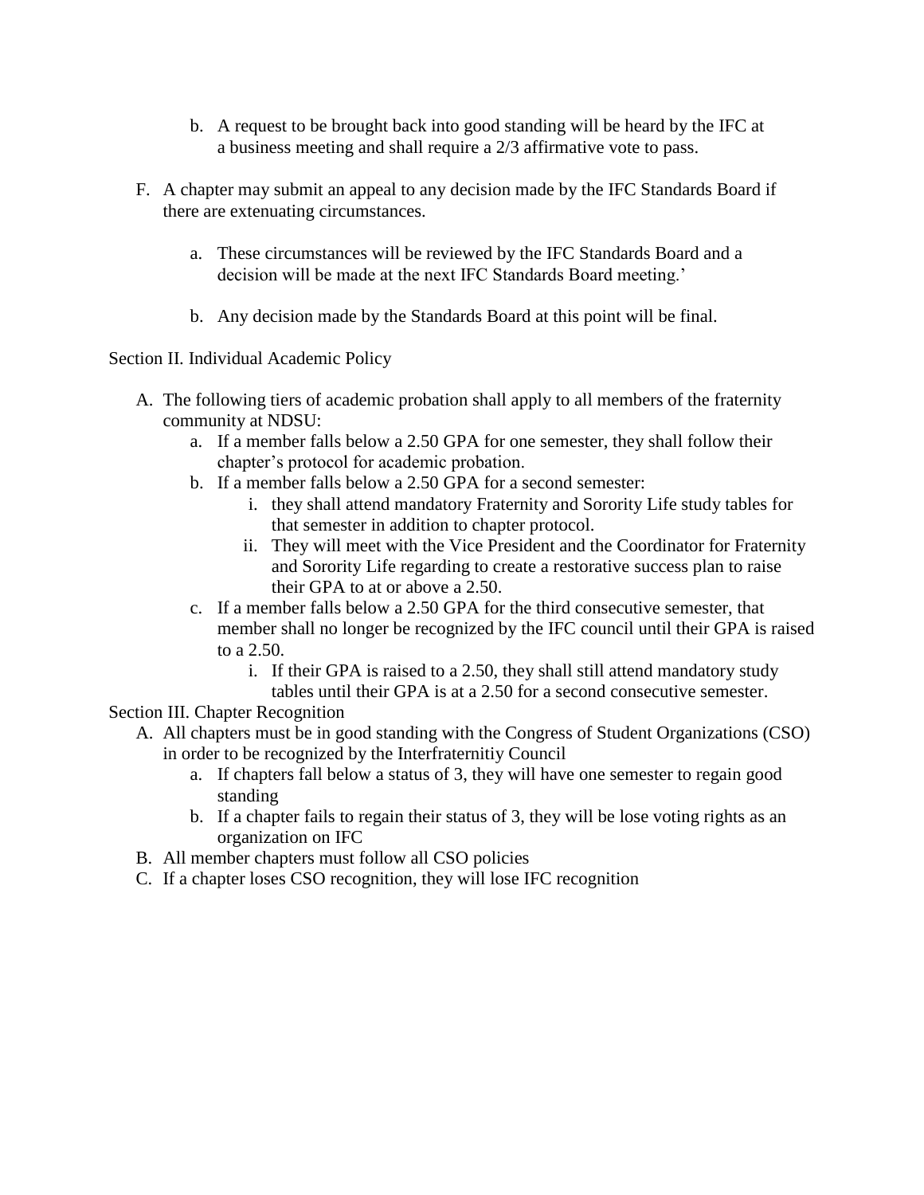b. A request to be brought back into good standing will be heard by the IFC at a business meeting and shall require a 2/3 affirmative vote to pass.

F. A chapter may submit an appeal to any decision made by the IFC Standards Board if there are extenuating circumstances.

   a. These circumstances will be reviewed by the IFC Standards Board and a decision will be made at the next IFC Standards Board meeting.'

   b. Any decision made by the Standards Board at this point will be final.

Section II. Individual Academic Policy

A. The following tiers of academic probation shall apply to all members of the fraternity community at NDSU:
   a. If a member falls below a 2.50 GPA for one semester, they shall follow their chapter's protocol for academic probation.
   b. If a member falls below a 2.50 GPA for a second semester:
      i. they shall attend mandatory Fraternity and Sorority Life study tables for that semester in addition to chapter protocol.
      ii. They will meet with the Vice President and the Coordinator for Fraternity and Sorority Life regarding to create a restorative success plan to raise their GPA to at or above a 2.50.
   c. If a member falls below a 2.50 GPA for the third consecutive semester, that member shall no longer be recognized by the IFC council until their GPA is raised to a 2.50.
      i. If their GPA is raised to a 2.50, they shall still attend mandatory study tables until their GPA is at a 2.50 for a second consecutive semester.

Section III. Chapter Recognition

A. All chapters must be in good standing with the Congress of Student Organizations (CSO) in order to be recognized by the Interfraternitiy Council
   a. If chapters fall below a status of 3, they will have one semester to regain good standing
   b. If a chapter fails to regain their status of 3, they will be lose voting rights as an organization on IFC
B. All member chapters must follow all CSO policies
C. If a chapter loses CSO recognition, they will lose IFC recognition